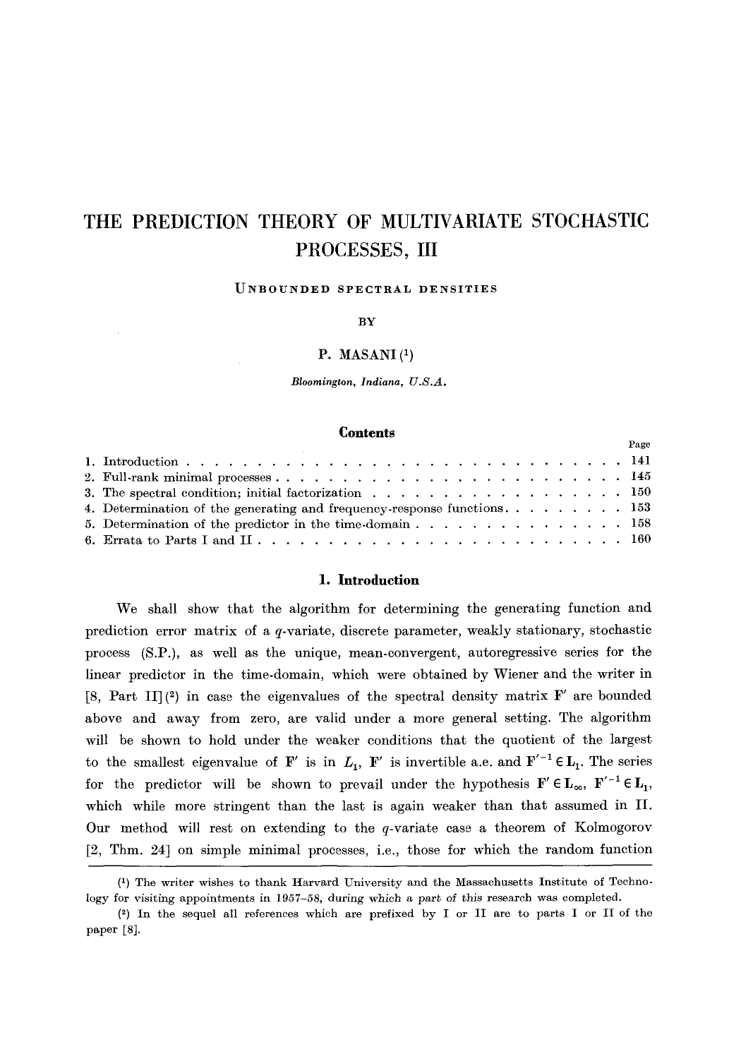# THE PREDICTION THEORY OF MULTIVARIATE STOCHASTIC PROCESSES, III

UNBOUNDED SPECTRAL DENSITIES

BY

P. MASANI [1]

*Bloomington, Indiana, U.S.A.*

## Contents

| | Page |
|---|---|
| 1. Introduction | 141 |
| 2. Full-rank minimal processes | 145 |
| 3. The spectral condition; initial factorization | 150 |
| 4. Determination of the generating and frequency-response functions | 153 |
| 5. Determination of the predictor in the time-domain | 158 |
| 6. Errata to Parts I and II | 160 |

## 1. Introduction

We shall show that the algorithm for determining the generating function and prediction error matrix of a $q$-variate, discrete parameter, weakly stationary, stochastic process (S.P.), as well as the unique, mean-convergent, autoregressive series for the linear predictor in the time-domain, which were obtained by Wiener and the writer in [8, Part II] [2] in case the eigenvalues of the spectral density matrix $\mathbf{F}'$ are bounded above and away from zero, are valid under a more general setting. The algorithm will be shown to hold under the weaker conditions that the quotient of the largest to the smallest eigenvalue of $\mathbf{F}'$ is in $L_1$, $\mathbf{F}'$ is invertible a.e. and $\mathbf{F}'^{-1} \in \mathbf{L}_1$. The series for the predictor will be shown to prevail under the hypothesis $\mathbf{F}' \in \mathbf{L}_\infty$, $\mathbf{F}'^{-1} \in \mathbf{L}_1$, which while more stringent than the last is again weaker than that assumed in II. Our method will rest on extending to the $q$-variate case a theorem of Kolmogorov [2, Thm. 24] on simple minimal processes, i.e., those for which the random function

[1] The writer wishes to thank Harvard University and the Massachusetts Institute of Technology for visiting appointments in 1957–58, during which a part of this research was completed.

[2] In the sequel all references which are prefixed by I or II are to parts I or II of the paper [8].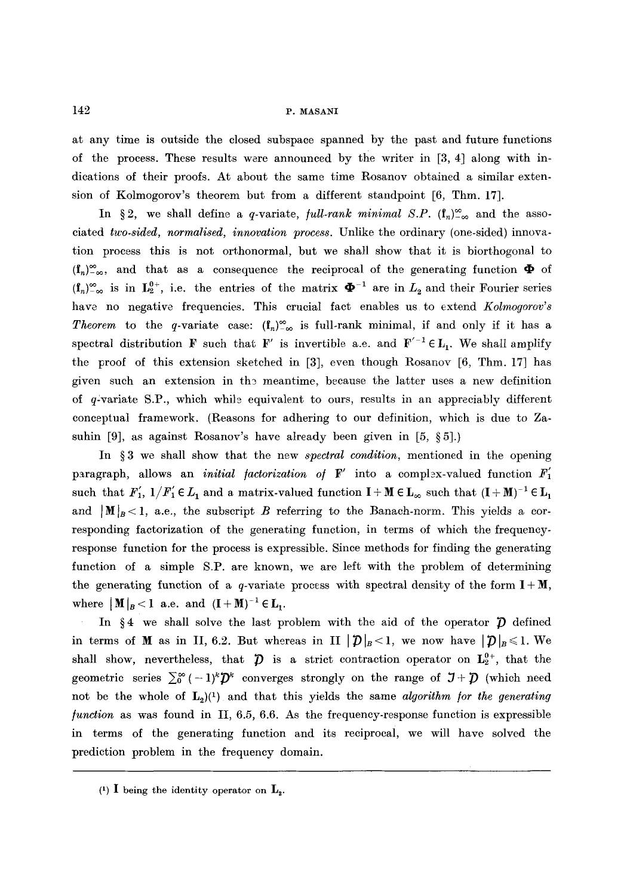at any time is outside the closed subspace spanned by the past and future functions of the process. These results were announced by the writer in [3, 4] along with indications of their proofs. At about the same time Rosanov obtained a similar extension of Kolmogorov's theorem but from a different standpoint [6, Thm. 17].

In § 2, we shall define a $q$-variate, *full-rank minimal S.P.* $(\mathfrak{f}_n)_{-\infty}^{\infty}$ and the associated *two-sided, normalised, innovation process*. Unlike the ordinary (one-sided) innovation process this is not orthonormal, but we shall show that it is biorthogonal to $(\mathfrak{f}_n)_{-\infty}^{\infty}$, and that as a consequence the reciprocal of the generating function $\mathbf{\Phi}$ of $(\mathfrak{f}_n)_{-\infty}^{\infty}$ is in $\mathbf{L}_2^{0+}$, i.e. the entries of the matrix $\mathbf{\Phi}^{-1}$ are in $L_2$ and their Fourier series have no negative frequencies. This crucial fact enables us to extend *Kolmogorov's Theorem* to the $q$-variate case: $(\mathfrak{f}_n)_{-\infty}^{\infty}$ is full-rank minimal, if and only if it has a spectral distribution $\mathbf{F}$ such that $\mathbf{F}'$ is invertible a.e. and $\mathbf{F}'^{-1} \in \mathbf{L}_1$. We shall amplify the proof of this extension sketched in [3], even though Rosanov [6, Thm. 17] has given such an extension in the meantime, because the latter uses a new definition of $q$-variate S.P., which while equivalent to ours, results in an appreciably different conceptual framework. (Reasons for adhering to our definition, which is due to Zasuhin [9], as against Rosanov's have already been given in [5, § 5].)

In § 3 we shall show that the new *spectral condition*, mentioned in the opening paragraph, allows an *initial factorization of* $\mathbf{F}'$ into a complex-valued function $F_1'$ such that $F_1'$, $1/F_1' \in L_1$ and a matrix-valued function $\mathbf{I}+\mathbf{M} \in \mathbf{L}_\infty$ such that $(\mathbf{I}+\mathbf{M})^{-1} \in \mathbf{L}_1$ and $|\mathbf{M}|_B < 1$, a.e., the subscript $B$ referring to the Banach-norm. This yields a corresponding factorization of the generating function, in terms of which the frequency-response function for the process is expressible. Since methods for finding the generating function of a simple S.P. are known, we are left with the problem of determining the generating function of a $q$-variate process with spectral density of the form $\mathbf{I}+\mathbf{M}$, where $|\mathbf{M}|_B < 1$ a.e. and $(\mathbf{I}+\mathbf{M})^{-1} \in \mathbf{L}_1$.

In § 4 we shall solve the last problem with the aid of the operator $\mathcal{D}$ defined in terms of $\mathbf{M}$ as in II, 6.2. But whereas in II $|\mathcal{D}|_B < 1$, we now have $|\mathcal{D}|_B \leqslant 1$. We shall show, nevertheless, that $\mathcal{D}$ is a strict contraction operator on $\mathbf{L}_2^{0+}$, that the geometric series $\sum_0^\infty (-1)^k \mathcal{D}^k$ converges strongly on the range of $\mathcal{I}+\mathcal{D}$ (which need not be the whole of $\mathbf{L}_2$)(1) and that this yields the same *algorithm for the generating function* as was found in II, 6.5, 6.6. As the frequency-response function is expressible in terms of the generating function and its reciprocal, we will have solved the prediction problem in the frequency domain.

---

(1) $\mathbf{I}$ being the identity operator on $\mathbf{L}_2$.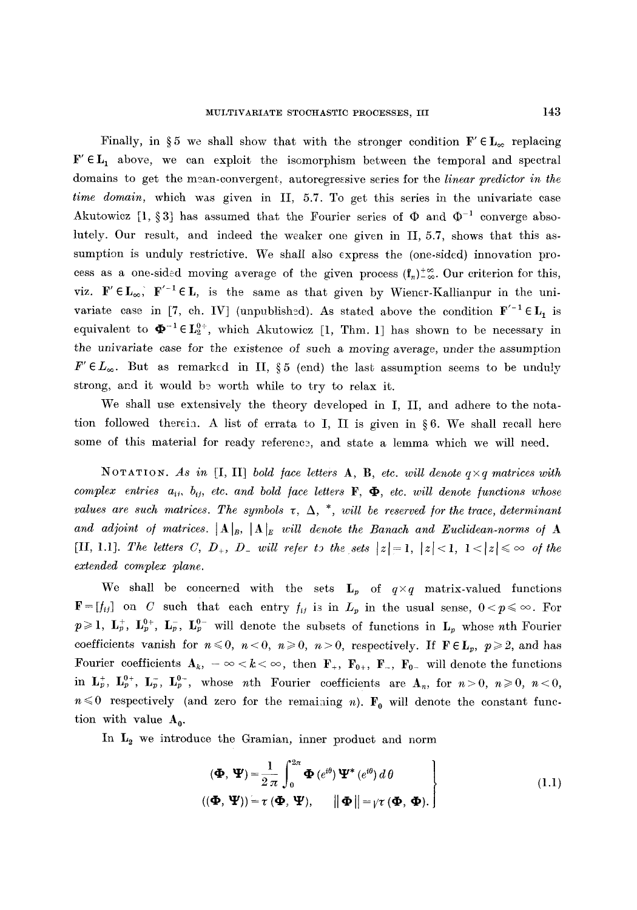Finally, in § 5 we shall show that with the stronger condition $\mathbf{F}' \in \mathbf{L}_\infty$ replacing $\mathbf{F}' \in \mathbf{L}_1$ above, we can exploit the isomorphism between the temporal and spectral domains to get the mean-convergent, autoregressive series for the *linear predictor in the time domain*, which was given in II, 5.7. To get this series in the univariate case Akutowicz [1, § 3] has assumed that the Fourier series of $\Phi$ and $\Phi^{-1}$ converge absolutely. Our result, and indeed the weaker one given in II, 5.7, shows that this assumption is unduly restrictive. We shall also express the (one-sided) innovation process as a one-sided moving average of the given process $(\mathbf{f}_n)_{-\infty}^{+\infty}$. Our criterion for this, viz. $\mathbf{F}' \in \mathbf{L}_\infty$, $\mathbf{F}'^{-1} \in \mathbf{L}$, is the same as that given by Wiener-Kallianpur in the univariate case in [7, ch. IV] (unpublished). As stated above the condition $\mathbf{F}'^{-1} \in \mathbf{L}_1$ is equivalent to $\mathbf{\Phi}^{-1} \in \mathbf{L}_2^{0+}$, which Akutowicz [1, Thm. 1] has shown to be necessary in the univariate case for the existence of such a moving average, under the assumption $F' \in L_\infty$. But as remarked in II, § 5 (end) the last assumption seems to be unduly strong, and it would be worth while to try to relax it.

We shall use extensively the theory developed in I, II, and adhere to the notation followed therein. A list of errata to I, II is given in § 6. We shall recall here some of this material for ready reference, and state a lemma which we will need.

NOTATION. *As in* [I, II] *bold face letters* $\mathbf{A}$, $\mathbf{B}$, *etc. will denote* $q \times q$ *matrices with complex entries* $a_{ij}$, $b_{ij}$, *etc. and bold face letters* $\mathbf{F}$, $\mathbf{\Phi}$, *etc. will denote functions whose values are such matrices. The symbols* $\tau$, $\Delta$, $^*$, *will be reserved for the trace, determinant and adjoint of matrices.* $|\mathbf{A}|_B$, $|\mathbf{A}|_E$ *will denote the Banach and Euclidean-norms of* $\mathbf{A}$ [II, 1.1]. *The letters* $C$, $D_+$, $D_-$ *will refer to the sets* $|z| = 1$, $|z| < 1$, $1 < |z| \leqslant \infty$ *of the extended complex plane.*

We shall be concerned with the sets $\mathbf{L}_p$ of $q \times q$ matrix-valued functions $\mathbf{F} = [f_{ij}]$ on $C$ such that each entry $f_{ij}$ is in $L_p$ in the usual sense, $0 < p \leqslant \infty$. For $p \geqslant 1$, $\mathbf{L}_p^+$, $\mathbf{L}_p^{0+}$, $\mathbf{L}_p^-$, $\mathbf{L}_p^{0-}$ will denote the subsets of functions in $\mathbf{L}_p$ whose $n$th Fourier coefficients vanish for $n \leqslant 0$, $n < 0$, $n \geqslant 0$, $n > 0$, respectively. If $\mathbf{F} \in \mathbf{L}_p$, $p \geqslant 2$, and has Fourier coefficients $\mathbf{A}_k$, $-\infty < k < \infty$, then $\mathbf{F}_+$, $\mathbf{F}_{0+}$, $\mathbf{F}_-$, $\mathbf{F}_{0-}$ will denote the functions in $\mathbf{L}_p^+$, $\mathbf{L}_p^{0+}$, $\mathbf{L}_p^-$, $\mathbf{L}_p^{0-}$, whose $n$th Fourier coefficients are $\mathbf{A}_n$, for $n > 0$, $n \geqslant 0$, $n < 0$, $n \leqslant 0$ respectively (and zero for the remaining $n$). $\mathbf{F}_0$ will denote the constant function with value $\mathbf{A}_0$.

In $\mathbf{L}_2$ we introduce the Gramian, inner product and norm

$$
\left.
\begin{aligned}
(\mathbf{\Phi}, \mathbf{\Psi}) &= \frac{1}{2\pi} \int_0^{2\pi} \mathbf{\Phi}(e^{i\theta}) \mathbf{\Psi}^*(e^{i\theta}) \, d\theta \\
((\mathbf{\Phi}, \mathbf{\Psi})) &= \tau(\mathbf{\Phi}, \mathbf{\Psi}), \qquad \|\mathbf{\Phi}\| = \sqrt{\tau(\mathbf{\Phi}, \mathbf{\Phi})}.
\end{aligned}
\right\}
\tag{1.1}
$$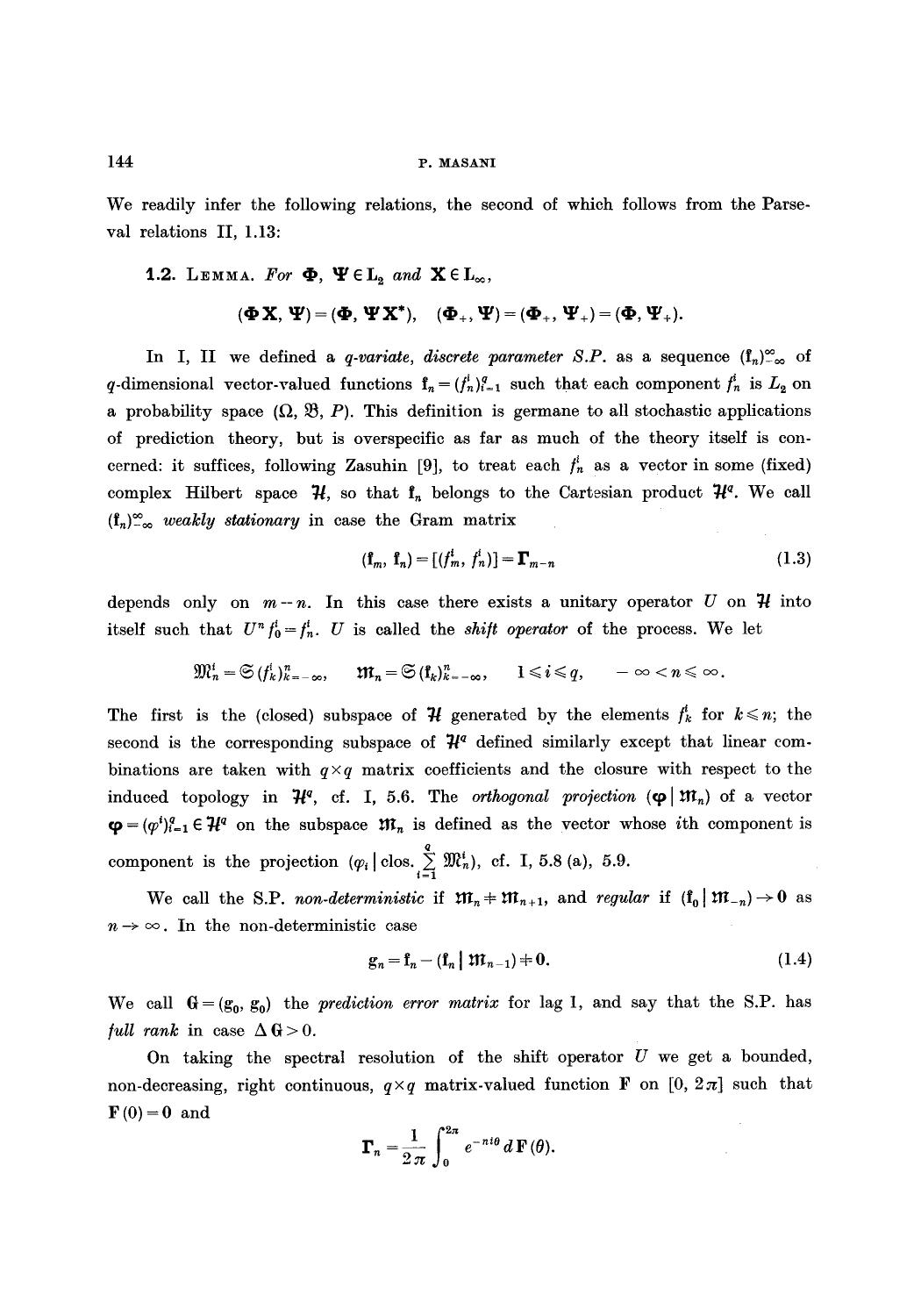We readily infer the following relations, the second of which follows from the Parseval relations II, 1.13:

**1.2. Lemma.** *For* $\mathbf{\Phi}, \mathbf{\Psi} \in \mathbf{L}_2$ *and* $\mathbf{X} \in \mathbf{L}_\infty$,

$$(\mathbf{\Phi X}, \mathbf{\Psi}) = (\mathbf{\Phi}, \mathbf{\Psi X}^*), \quad (\mathbf{\Phi}_+, \mathbf{\Psi}) = (\mathbf{\Phi}_+, \mathbf{\Psi}_+) = (\mathbf{\Phi}, \mathbf{\Psi}_+).$$

In I, II we defined a *q-variate, discrete parameter S.P.* as a sequence $(\mathfrak{f}_n)_{-\infty}^{\infty}$ of $q$-dimensional vector-valued functions $\mathfrak{f}_n = (f_n^i)_{i=1}^q$ such that each component $f_n^i$ is $L_2$ on a probability space $(\Omega, \mathfrak{B}, P)$. This definition is germane to all stochastic applications of prediction theory, but is overspecific as far as much of the theory itself is concerned: it suffices, following Zasuhin [9], to treat each $f_n^i$ as a vector in some (fixed) complex Hilbert space $\mathcal{H}$, so that $\mathfrak{f}_n$ belongs to the Cartesian product $\mathcal{H}^q$. We call $(\mathfrak{f}_n)_{-\infty}^{\infty}$ *weakly stationary* in case the Gram matrix

$$(\mathfrak{f}_m, \mathfrak{f}_n) = [(f_m^i, f_n^j)] = \mathbf{\Gamma}_{m-n} \tag{1.3}$$

depends only on $m-n$. In this case there exists a unitary operator $U$ on $\mathcal{H}$ into itself such that $U^n f_0^i = f_n^i$. $U$ is called the *shift operator* of the process. We let

$$\mathfrak{M}_n^i = \mathfrak{S}(f_k^i)_{k=-\infty}^n, \quad \mathfrak{m}_n = \mathfrak{S}(\mathfrak{f}_k)_{k=-\infty}^n, \quad 1 \leqslant i \leqslant q, \quad -\infty < n \leqslant \infty.$$

The first is the (closed) subspace of $\mathcal{H}$ generated by the elements $f_k^i$ for $k \leqslant n$; the second is the corresponding subspace of $\mathcal{H}^q$ defined similarly except that linear combinations are taken with $q \times q$ matrix coefficients and the closure with respect to the induced topology in $\mathcal{H}^q$, cf. I, 5.6. The *orthogonal projection* $(\boldsymbol{\varphi} \mid \mathfrak{m}_n)$ of a vector $\boldsymbol{\varphi} = (\varphi^i)_{i=1}^q \in \mathcal{H}^q$ on the subspace $\mathfrak{m}_n$ is defined as the vector whose $i$th component is component is the projection $(\varphi_i \mid \text{clos.} \sum_{i=1}^q \mathfrak{M}_n^i)$, cf. I, 5.8 (a), 5.9.

We call the S.P. *non-deterministic* if $\mathfrak{m}_n \neq \mathfrak{m}_{n+1}$, and *regular* if $(\mathfrak{f}_0 \mid \mathfrak{m}_{-n}) \to \mathbf{0}$ as $n \to \infty$. In the non-deterministic case

$$\mathfrak{g}_n = \mathfrak{f}_n - (\mathfrak{f}_n \mid \mathfrak{m}_{n-1}) \neq \mathbf{0}. \tag{1.4}$$

We call $\mathbf{G} = (\mathfrak{g}_0, \mathfrak{g}_0)$ the *prediction error matrix* for lag 1, and say that the S.P. has *full rank* in case $\Delta \mathbf{G} > 0$.

On taking the spectral resolution of the shift operator $U$ we get a bounded, non-decreasing, right continuous, $q \times q$ matrix-valued function $\mathbf{F}$ on $[0, 2\pi]$ such that $\mathbf{F}(0) = \mathbf{0}$ and

$$\mathbf{\Gamma}_n = \frac{1}{2\pi} \int_0^{2\pi} e^{-ni\theta} \, d\mathbf{F}(\theta).$$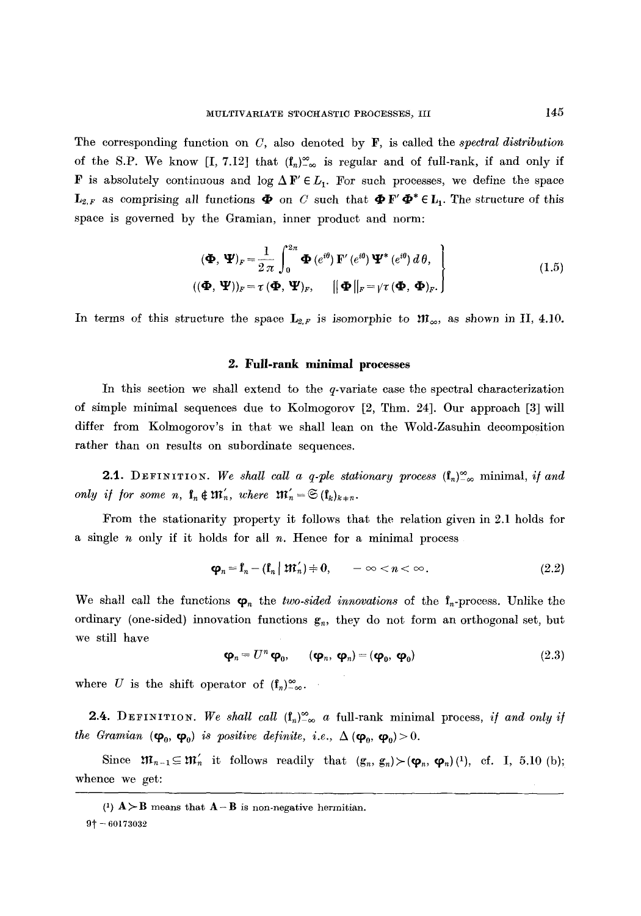The corresponding function on $C$, also denoted by $\mathbf{F}$, is called the *spectral distribution* of the S.P. We know [I, 7.12] that $(\mathfrak{f}_n)_{-\infty}^{\infty}$ is regular and of full-rank, if and only if $\mathbf{F}$ is absolutely continuous and $\log \Delta \mathbf{F}' \in L_1$. For such processes, we define the space $\mathbf{L}_{2,F}$ as comprising all functions $\mathbf{\Phi}$ on $C$ such that $\mathbf{\Phi} \mathbf{F}' \mathbf{\Phi}^* \in \mathbf{L}_1$. The structure of this space is governed by the Gramian, inner product and norm:

$$
\left.
\begin{aligned}
(\mathbf{\Phi}, \mathbf{\Psi})_F &= \frac{1}{2\pi} \int_0^{2\pi} \mathbf{\Phi}(e^{i\theta}) \mathbf{F}'(e^{i\theta}) \mathbf{\Psi}^*(e^{i\theta}) \, d\theta, \\
((\mathbf{\Phi}, \mathbf{\Psi}))_F &= \tau (\mathbf{\Phi}, \mathbf{\Psi})_F, \qquad \|\mathbf{\Phi}\|_F = \sqrt{\tau (\mathbf{\Phi}, \mathbf{\Phi})_F}.
\end{aligned}
\right\}
\tag{1.5}
$$

In terms of this structure the space $\mathbf{L}_{2,F}$ is isomorphic to $\mathfrak{M}_\infty$, as shown in II, 4.10.

## 2. Full-rank minimal processes

In this section we shall extend to the $q$-variate case the spectral characterization of simple minimal sequences due to Kolmogorov [2, Thm. 24]. Our approach [3] will differ from Kolmogorov's in that we shall lean on the Wold-Zasuhin decomposition rather than on results on subordinate sequences.

**2.1.** Definition. *We shall call a $q$-ple stationary process $(\mathfrak{f}_n)_{-\infty}^{\infty}$* minimal, *if and only if for some $n$, $\mathfrak{f}_n \notin \mathfrak{M}_n'$, where $\mathfrak{M}_n' = \mathfrak{S}(\mathfrak{f}_k)_{k \neq n}$.*

From the stationarity property it follows that the relation given in 2.1 holds for a single $n$ only if it holds for all $n$. Hence for a minimal process

$$\boldsymbol{\varphi}_n = \mathfrak{f}_n - (\mathfrak{f}_n \mid \mathfrak{M}_n') \neq \mathbf{0}, \qquad -\infty < n < \infty. \tag{2.2}$$

We shall call the functions $\boldsymbol{\varphi}_n$ the *two-sided innovations* of the $\mathfrak{f}_n$-process. Unlike the ordinary (one-sided) innovation functions $\mathfrak{g}_n$, they do not form an orthogonal set, but we still have

$$\boldsymbol{\varphi}_n = U^n \boldsymbol{\varphi}_0, \qquad (\boldsymbol{\varphi}_n, \boldsymbol{\varphi}_n) = (\boldsymbol{\varphi}_0, \boldsymbol{\varphi}_0) \tag{2.3}$$

where $U$ is the shift operator of $(\mathfrak{f}_n)_{-\infty}^{\infty}$.

**2.4.** Definition. *We shall call $(\mathfrak{f}_n)_{-\infty}^{\infty}$ a* full-rank minimal process, *if and only if the Gramian $(\boldsymbol{\varphi}_0, \boldsymbol{\varphi}_0)$ is positive definite, i.e., $\Delta(\boldsymbol{\varphi}_0, \boldsymbol{\varphi}_0) > 0$.*

Since $\mathfrak{M}_{n-1} \subseteq \mathfrak{M}_n'$ it follows readily that $(\mathfrak{g}_n, \mathfrak{g}_n) \succ (\boldsymbol{\varphi}_n, \boldsymbol{\varphi}_n)$ [1], cf. I, 5.10 (b); whence we get:

---

[1] $\mathbf{A} \succ \mathbf{B}$ means that $\mathbf{A} - \mathbf{B}$ is non-negative hermitian.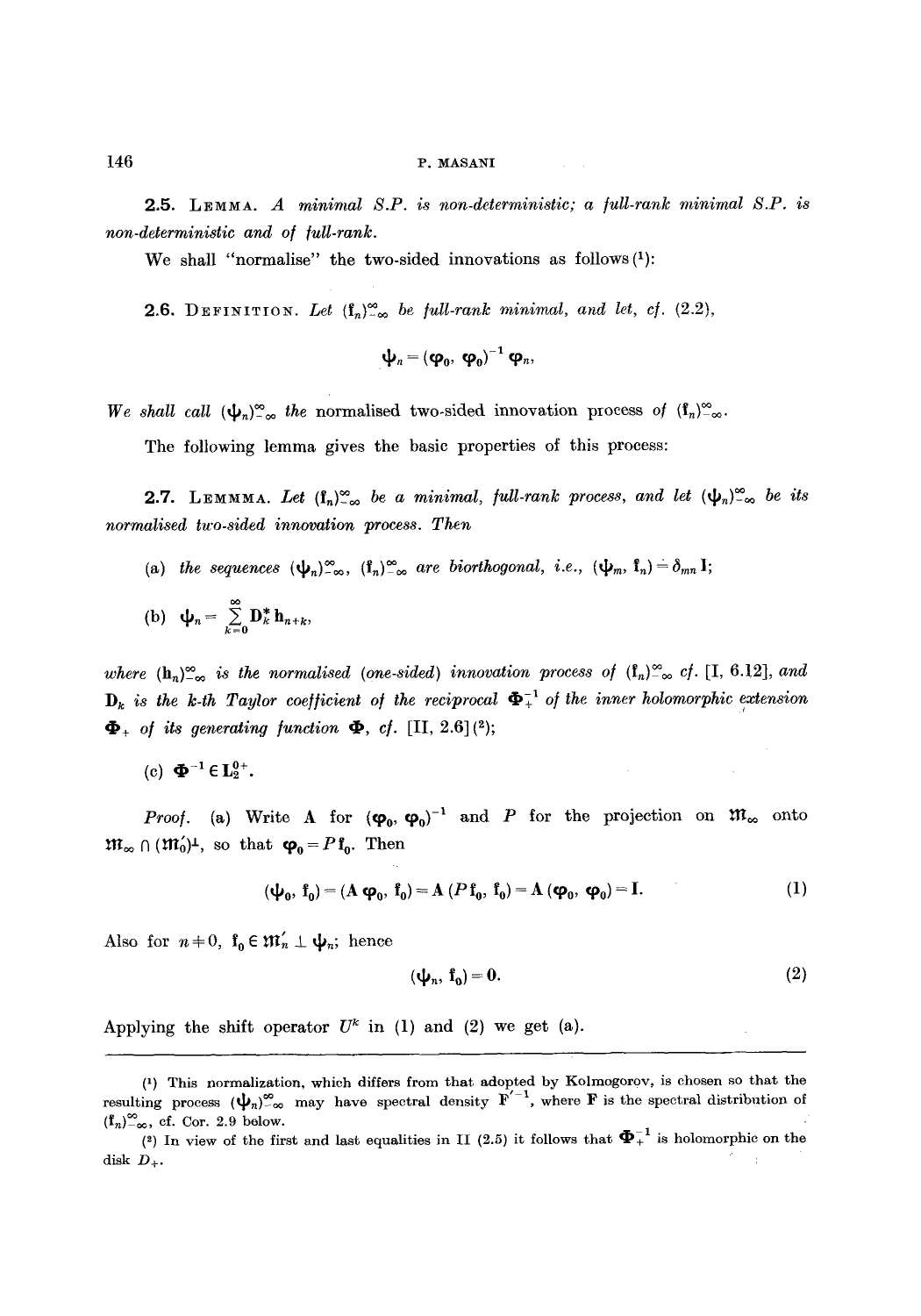**2.5.** LEMMA. *A minimal S.P. is non-deterministic; a full-rank minimal S.P. is non-deterministic and of full-rank.*

We shall "normalise" the two-sided innovations as follows (1):

**2.6.** DEFINITION. *Let* $(\mathbf{f}_n)_{-\infty}^{\infty}$ *be full-rank minimal, and let, cf.* (2.2),

$$\boldsymbol{\psi}_n = (\boldsymbol{\varphi}_0, \boldsymbol{\varphi}_0)^{-1} \boldsymbol{\varphi}_n,$$

*We shall call* $(\boldsymbol{\psi}_n)_{-\infty}^{\infty}$ *the* normalised two-sided innovation process *of* $(\mathbf{f}_n)_{-\infty}^{\infty}$.

The following lemma gives the basic properties of this process:

**2.7.** LEMMA. *Let* $(\mathbf{f}_n)_{-\infty}^{\infty}$ *be a minimal, full-rank process, and let* $(\boldsymbol{\psi}_n)_{-\infty}^{\infty}$ *be its normalised two-sided innovation process. Then*

(a) *the sequences* $(\boldsymbol{\psi}_n)_{-\infty}^{\infty}$, $(\mathbf{f}_n)_{-\infty}^{\infty}$ *are biorthogonal, i.e.,* $(\boldsymbol{\psi}_m, \mathbf{f}_n) = \delta_{mn} \mathbf{I}$;

(b) $\boldsymbol{\psi}_n = \sum_{k=0}^{\infty} \mathbf{D}_k^* \mathbf{h}_{n+k}$,

*where* $(\mathbf{h}_n)_{-\infty}^{\infty}$ *is the normalised (one-sided) innovation process of* $(\mathbf{f}_n)_{-\infty}^{\infty}$ *cf.* [I, 6.12], *and* $\mathbf{D}_k$ *is the k-th Taylor coefficient of the reciprocal* $\boldsymbol{\Phi}_+^{-1}$ *of the inner holomorphic extension* $\boldsymbol{\Phi}_+$ *of its generating function* $\boldsymbol{\Phi}$, *cf.* [II, 2.6] (2);

(c) $\boldsymbol{\Phi}^{-1} \in \mathbf{L}_2^{0+}$.

*Proof.* (a) Write $\mathbf{A}$ for $(\boldsymbol{\varphi}_0, \boldsymbol{\varphi}_0)^{-1}$ and $P$ for the projection on $\mathfrak{M}_\infty$ onto $\mathfrak{M}_\infty \cap (\mathfrak{M}_0')^\perp$, so that $\boldsymbol{\varphi}_0 = P\mathbf{f}_0$. Then

$$(\boldsymbol{\psi}_0, \mathbf{f}_0) = (\mathbf{A}\boldsymbol{\varphi}_0, \mathbf{f}_0) = \mathbf{A}(P\mathbf{f}_0, \mathbf{f}_0) = \mathbf{A}(\boldsymbol{\varphi}_0, \boldsymbol{\varphi}_0) = \mathbf{I}. \tag{1}$$

Also for $n \neq 0$, $\mathbf{f}_0 \in \mathfrak{M}_n' \perp \boldsymbol{\psi}_n$; hence

$$(\boldsymbol{\psi}_n, \mathbf{f}_0) = \mathbf{0}. \tag{2}$$

Applying the shift operator $U^k$ in (1) and (2) we get (a).

---

(1) This normalization, which differs from that adopted by Kolmogorov, is chosen so that the resulting process $(\boldsymbol{\psi}_n)_{-\infty}^{\infty}$ may have spectral density $\mathbf{F}'^{-1}$, where $\mathbf{F}$ is the spectral distribution of $(\mathbf{f}_n)_{-\infty}^{\infty}$, cf. Cor. 2.9 below.

(2) In view of the first and last equalities in II (2.5) it follows that $\boldsymbol{\Phi}_+^{-1}$ is holomorphic on the disk $D_+$.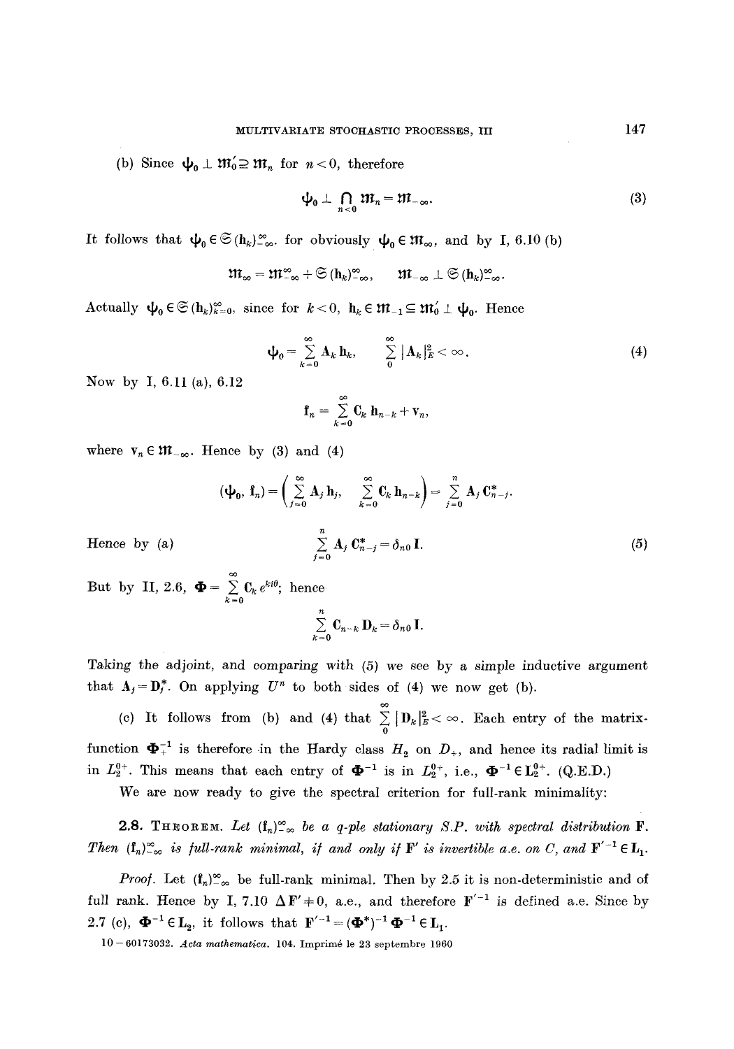(b) Since $\mathfrak{t}\!\mathfrak{b}_0 \perp \mathfrak{M}_0' \supseteq \mathfrak{M}_n$ for $n < 0$, therefore

$$\psi_0 \perp \bigcap_{n<0} \mathfrak{M}_n = \mathfrak{M}_{-\infty}. \tag{3}$$

It follows that $\psi_0 \in \mathfrak{S}(\mathbf{h}_k)_{-\infty}^{\infty}$, for obviously $\psi_0 \in \mathfrak{M}_\infty$, and by I, 6.10 (b)

$$\mathfrak{M}_\infty = \mathfrak{M}_{-\infty}^{\infty} + \mathfrak{S}(\mathbf{h}_k)_{-\infty}^{\infty}, \qquad \mathfrak{M}_{-\infty} \perp \mathfrak{S}(\mathbf{h}_k)_{-\infty}^{\infty}.$$

Actually $\psi_0 \in \mathfrak{S}(\mathbf{h}_k)_{k=0}^{\infty}$, since for $k<0$, $\mathbf{h}_k \in \mathfrak{M}_{-1} \subseteq \mathfrak{M}_0' \perp \psi_0$. Hence

$$\psi_0 = \sum_{k=0}^{\infty} \mathbf{A}_k \mathbf{h}_k, \qquad \sum_{0}^{\infty} |\mathbf{A}_k|_E^2 < \infty. \tag{4}$$

Now by I, 6.11 (a), 6.12

$$\mathbf{f}_n = \sum_{k=0}^{\infty} \mathbf{C}_k \mathbf{h}_{n-k} + \mathbf{v}_n,$$

where $\mathbf{v}_n \in \mathfrak{M}_{-\infty}$. Hence by (3) and (4)

$$(\psi_0, \mathbf{f}_n) = \left( \sum_{j=0}^{\infty} \mathbf{A}_j \mathbf{h}_j, \ \sum_{k=0}^{\infty} \mathbf{C}_k \mathbf{h}_{n-k} \right) = \sum_{j=0}^{n} \mathbf{A}_j \mathbf{C}_{n-j}^*.$$

Hence by (a)

$$\sum_{j=0}^{n} \mathbf{A}_j \mathbf{C}_{n-j}^* = \delta_{n0} \mathbf{I}. \tag{5}$$

But by II, 2.6, $\mathbf{\Phi} = \sum_{k=0}^{\infty} \mathbf{C}_k e^{ki\theta}$; hence

$$\sum_{k=0}^{n} \mathbf{C}_{n-k} \mathbf{D}_k = \delta_{n0} \mathbf{I}.$$

Taking the adjoint, and comparing with (5) we see by a simple inductive argument that $\mathbf{A}_j = \mathbf{D}_j^*$. On applying $U^n$ to both sides of (4) we now get (b).

(c) It follows from (b) and (4) that $\sum_{0}^{\infty} |\mathbf{D}_k|_E^2 < \infty$. Each entry of the matrix-function $\mathbf{\Phi}_+^{-1}$ is therefore in the Hardy class $H_2$ on $D_+$, and hence its radial limit is in $L_2^{0+}$. This means that each entry of $\mathbf{\Phi}^{-1}$ is in $L_2^{0+}$, i.e., $\mathbf{\Phi}^{-1} \in \mathbf{L}_2^{0+}$. (Q.E.D.)

We are now ready to give the spectral criterion for full-rank minimality:

**2.8.** Theorem. *Let $(\mathbf{f}_n)_{-\infty}^{\infty}$ be a $q$-ple stationary S.P. with spectral distribution $\mathbf{F}$. Then $(\mathbf{f}_n)_{-\infty}^{\infty}$ is full-rank minimal, if and only if $\mathbf{F}'$ is invertible a.e. on $C$, and $\mathbf{F}'^{-1} \in \mathbf{L}_1$.*

*Proof.* Let $(\mathbf{f}_n)_{-\infty}^{\infty}$ be full-rank minimal. Then by 2.5 it is non-deterministic and of full rank. Hence by I, 7.10 $\Delta \mathbf{F}' \neq 0$, a.e., and therefore $\mathbf{F}'^{-1}$ is defined a.e. Since by 2.7 (c), $\mathbf{\Phi}^{-1} \in \mathbf{L}_2$, it follows that $\mathbf{F}'^{-1} = (\mathbf{\Phi}^*)^{-1} \mathbf{\Phi}^{-1} \in \mathbf{L}_1$.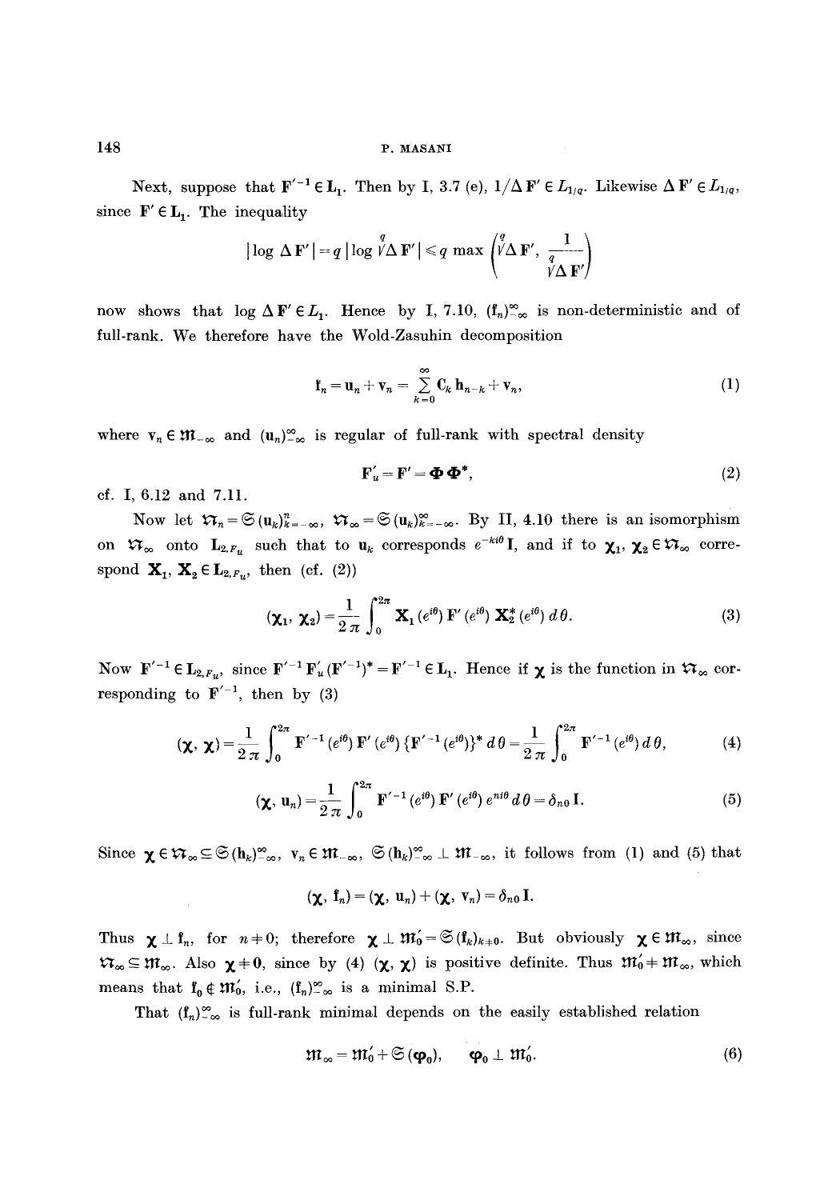Next, suppose that $\mathbf{F}'^{-1} \in \mathbf{L}_1$. Then by I, 3.7 (e), $1/\Delta \mathbf{F}' \in L_{1/q}$. Likewise $\Delta \mathbf{F}' \in L_{1/q}$, since $\mathbf{F}' \in \mathbf{L}_1$. The inequality

$$|\log \Delta \mathbf{F}'| = q \,|\log \sqrt[q]{\Delta \mathbf{F}'}| \leqslant q \max \left( \sqrt[q]{\Delta \mathbf{F}'}, \frac{1}{\sqrt[q]{\Delta \mathbf{F}'}} \right)$$

now shows that $\log \Delta \mathbf{F}' \in L_1$. Hence by I, 7.10, $(\mathbf{f}_n)_{-\infty}^{\infty}$ is non-deterministic and of full-rank. We therefore have the Wold-Zasuhin decomposition

$$\mathbf{f}_n = \mathbf{u}_n + \mathbf{v}_n = \sum_{k=0}^{\infty} \mathbf{C}_k \mathbf{h}_{n-k} + \mathbf{v}_n, \tag{1}$$

where $\mathbf{v}_n \in \mathfrak{M}_{-\infty}$ and $(\mathbf{u}_n)_{-\infty}^{\infty}$ is regular of full-rank with spectral density

$$\mathbf{F}'_u = \mathbf{F}' = \mathbf{\Phi} \mathbf{\Phi}^*, \tag{2}$$

cf. I, 6.12 and 7.11.

Now let $\mathfrak{N}_n = \mathfrak{S}(\mathbf{u}_k)_{k=-\infty}^{n}$, $\mathfrak{N}_{\infty} = \mathfrak{S}(\mathbf{u}_k)_{k=-\infty}^{\infty}$. By II, 4.10 there is an isomorphism on $\mathfrak{N}_{\infty}$ onto $\mathbf{L}_{2,F_u}$ such that to $\mathbf{u}_k$ corresponds $e^{-ki\theta}\mathbf{I}$, and if to $\boldsymbol{\chi}_1, \boldsymbol{\chi}_2 \in \mathfrak{N}_{\infty}$ correspond $\mathbf{X}_1, \mathbf{X}_2 \in \mathbf{L}_{2,F_u}$, then (cf. (2))

$$(\boldsymbol{\chi}_1, \boldsymbol{\chi}_2) = \frac{1}{2\pi} \int_0^{2\pi} \mathbf{X}_1(e^{i\theta}) \mathbf{F}'(e^{i\theta}) \mathbf{X}_2^*(e^{i\theta}) \, d\theta. \tag{3}$$

Now $\mathbf{F}'^{-1} \in \mathbf{L}_{2,F_u}$, since $\mathbf{F}'^{-1} \mathbf{F}'_u (\mathbf{F}'^{-1})^* = \mathbf{F}'^{-1} \in \mathbf{L}_1$. Hence if $\boldsymbol{\chi}$ is the function in $\mathfrak{N}_{\infty}$ corresponding to $\mathbf{F}'^{-1}$, then by (3)

$$(\boldsymbol{\chi}, \boldsymbol{\chi}) = \frac{1}{2\pi} \int_0^{2\pi} \mathbf{F}'^{-1}(e^{i\theta}) \mathbf{F}'(e^{i\theta}) \{\mathbf{F}'^{-1}(e^{i\theta})\}^* \, d\theta = \frac{1}{2\pi} \int_0^{2\pi} \mathbf{F}'^{-1}(e^{i\theta}) \, d\theta, \tag{4}$$

$$(\boldsymbol{\chi}, \mathbf{u}_n) = \frac{1}{2\pi} \int_0^{2\pi} \mathbf{F}'^{-1}(e^{i\theta}) \mathbf{F}'(e^{i\theta}) e^{ni\theta} \, d\theta = \delta_{n0} \mathbf{I}. \tag{5}$$

Since $\boldsymbol{\chi} \in \mathfrak{N}_{\infty} \subseteq \mathfrak{S}(\mathbf{h}_k)_{-\infty}^{\infty}$, $\mathbf{v}_n \in \mathfrak{M}_{-\infty}$, $\mathfrak{S}(\mathbf{h}_k)_{-\infty}^{\infty} \perp \mathfrak{M}_{-\infty}$, it follows from (1) and (5) that

$$(\boldsymbol{\chi}, \mathbf{f}_n) = (\boldsymbol{\chi}, \mathbf{u}_n) + (\boldsymbol{\chi}, \mathbf{v}_n) = \delta_{n0} \mathbf{I}.$$

Thus $\boldsymbol{\chi} \perp \mathbf{f}_n$, for $n \neq 0$; therefore $\boldsymbol{\chi} \perp \mathfrak{M}'_0 = \mathfrak{S}(\mathbf{f}_k)_{k \neq 0}$. But obviously $\boldsymbol{\chi} \in \mathfrak{M}_{\infty}$, since $\mathfrak{N}_{\infty} \subseteq \mathfrak{M}_{\infty}$. Also $\boldsymbol{\chi} \neq \mathbf{0}$, since by (4) $(\boldsymbol{\chi}, \boldsymbol{\chi})$ is positive definite. Thus $\mathfrak{M}'_0 \neq \mathfrak{M}_{\infty}$, which means that $\mathbf{f}_0 \notin \mathfrak{M}'_0$, i.e., $(\mathbf{f}_n)_{-\infty}^{\infty}$ is a minimal S.P.

That $(\mathbf{f}_n)_{-\infty}^{\infty}$ is full-rank minimal depends on the easily established relation

$$\mathfrak{M}_{\infty} = \mathfrak{M}'_0 + \mathfrak{S}(\boldsymbol{\varphi}_0), \qquad \boldsymbol{\varphi}_0 \perp \mathfrak{M}'_0. \tag{6}$$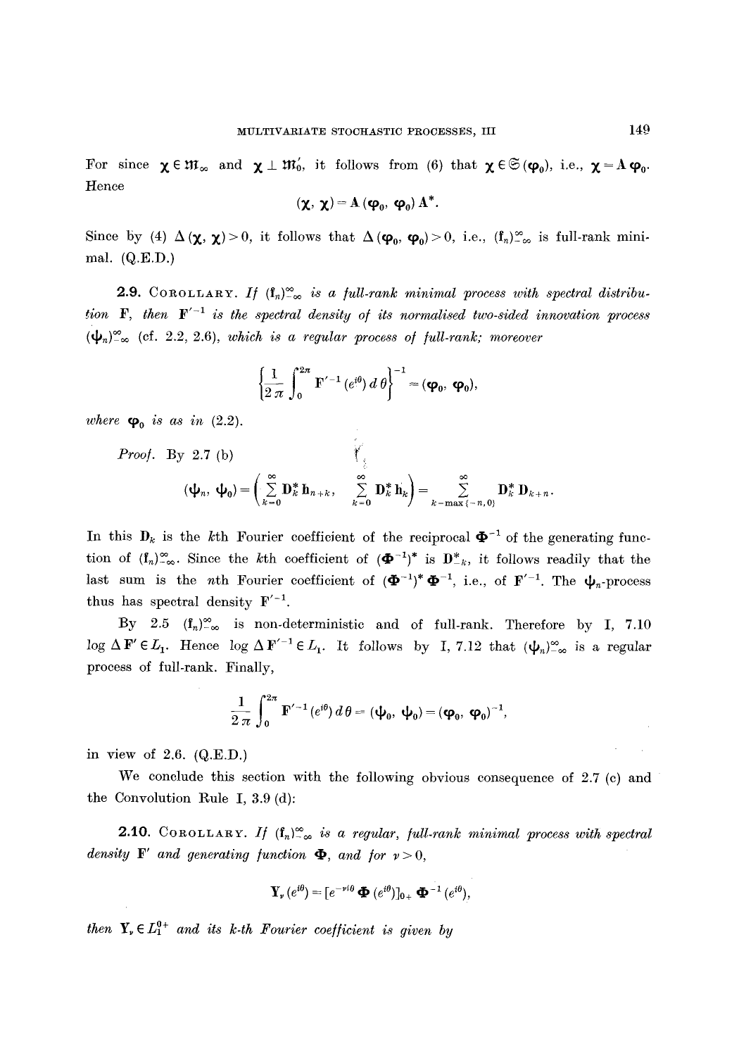For since $\boldsymbol{\chi} \in \mathfrak{M}_\infty$ and $\boldsymbol{\chi} \perp \mathfrak{M}_0'$, it follows from (6) that $\boldsymbol{\chi} \in \mathfrak{S}(\boldsymbol{\varphi}_0)$, i.e., $\boldsymbol{\chi} = \mathbf{A}\,\boldsymbol{\varphi}_0$. Hence

$$(\boldsymbol{\chi}, \boldsymbol{\chi}) = \mathbf{A}\,(\boldsymbol{\varphi}_0, \boldsymbol{\varphi}_0)\,\mathbf{A}^*.$$

Since by (4) $\Delta(\boldsymbol{\chi}, \boldsymbol{\chi}) > 0$, it follows that $\Delta(\boldsymbol{\varphi}_0, \boldsymbol{\varphi}_0) > 0$, i.e., $(\mathbf{f}_n)_{-\infty}^{\infty}$ is full-rank minimal. (Q.E.D.)

**2.9.** COROLLARY. *If $(\mathbf{f}_n)_{-\infty}^{\infty}$ is a full-rank minimal process with spectral distribution $\mathbf{F}$, then $\mathbf{F}'^{-1}$ is the spectral density of its normalised two-sided innovation process $(\boldsymbol{\psi}_n)_{-\infty}^{\infty}$ (cf. 2.2, 2.6), which is a regular process of full-rank; moreover*

$$\left\{\frac{1}{2\pi}\int_0^{2\pi} \mathbf{F}'^{-1}(e^{i\theta})\,d\theta\right\}^{-1} = (\boldsymbol{\varphi}_0, \boldsymbol{\varphi}_0),$$

*where $\boldsymbol{\varphi}_0$ is as in (2.2).*

*Proof.* By 2.7 (b)

$$(\boldsymbol{\psi}_n, \boldsymbol{\psi}_0) = \left(\sum_{k=0}^{\infty} \mathbf{D}_k^*\,\mathbf{h}_{n+k},\ \sum_{k=0}^{\infty} \mathbf{D}_k^*\,\mathbf{h}_k\right) = \sum_{k=\max\{-n,0\}}^{\infty} \mathbf{D}_k^*\,\mathbf{D}_{k+n}.$$

In this $\mathbf{D}_k$ is the $k$th Fourier coefficient of the reciprocal $\boldsymbol{\Phi}^{-1}$ of the generating function of $(\mathbf{f}_n)_{-\infty}^{\infty}$. Since the $k$th coefficient of $(\boldsymbol{\Phi}^{-1})^*$ is $\mathbf{D}_{-k}^*$, it follows readily that the last sum is the $n$th Fourier coefficient of $(\boldsymbol{\Phi}^{-1})^*\,\boldsymbol{\Phi}^{-1}$, i.e., of $\mathbf{F}'^{-1}$. The $\boldsymbol{\psi}_n$-process thus has spectral density $\mathbf{F}'^{-1}$.

By 2.5 $(\mathbf{f}_n)_{-\infty}^{\infty}$ is non-deterministic and of full-rank. Therefore by I, 7.10 $\log \Delta\,\mathbf{F}' \in L_1$. Hence $\log \Delta\,\mathbf{F}'^{-1} \in L_1$. It follows by I, 7.12 that $(\boldsymbol{\psi}_n)_{-\infty}^{\infty}$ is a regular process of full-rank. Finally,

$$\frac{1}{2\pi}\int_0^{2\pi} \mathbf{F}'^{-1}(e^{i\theta})\,d\theta = (\boldsymbol{\psi}_0, \boldsymbol{\psi}_0) = (\boldsymbol{\varphi}_0, \boldsymbol{\varphi}_0)^{-1},$$

in view of 2.6. (Q.E.D.)

We conclude this section with the following obvious consequence of 2.7 (c) and the Convolution Rule I, 3.9 (d):

**2.10.** COROLLARY. *If $(\mathbf{f}_n)_{-\infty}^{\infty}$ is a regular, full-rank minimal process with spectral density $\mathbf{F}'$ and generating function $\boldsymbol{\Phi}$, and for $\nu > 0$,*

$$\mathbf{Y}_\nu(e^{i\theta}) = [e^{-\nu i\theta}\,\boldsymbol{\Phi}(e^{i\theta})]_{0+}\,\boldsymbol{\Phi}^{-1}(e^{i\theta}),$$

*then $\mathbf{Y}_\nu \in L_1^{0+}$ and its $k$-th Fourier coefficient is given by*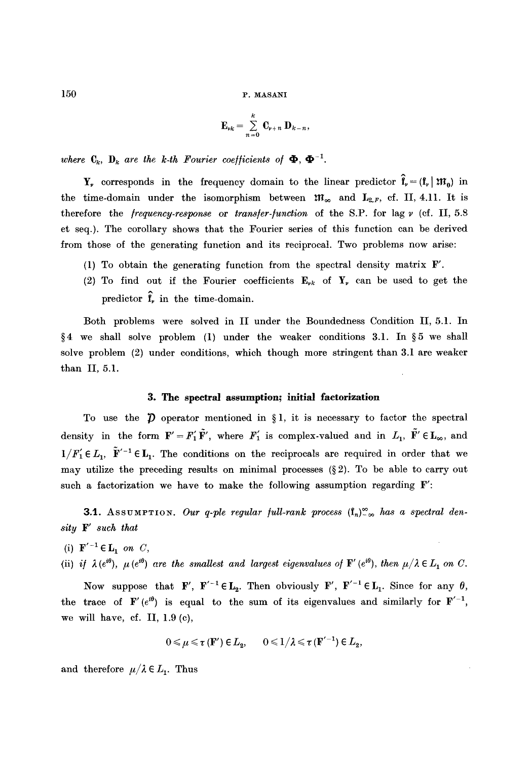$$\mathbf{E}_{\nu k} = \sum_{n=0}^{k} \mathbf{C}_{\nu+n} \mathbf{D}_{k-n},$$

*where* $\mathbf{C}_k$, $\mathbf{D}_k$ *are the* $k$*-th Fourier coefficients of* $\mathbf{\Phi}$, $\mathbf{\Phi}^{-1}$.

$\mathbf{Y}_\nu$ corresponds in the frequency domain to the linear predictor $\hat{\mathfrak{f}}_\nu = (\mathfrak{f}_\nu \mid \mathfrak{M}_0)$ in the time-domain under the isomorphism between $\mathfrak{M}_\infty$ and $\mathbf{L}_{2,F}$, cf. II, 4.11. It is therefore the *frequency-response* or *transfer-function* of the S.P. for lag $\nu$ (cf. II, 5.8 et seq.). The corollary shows that the Fourier series of this function can be derived from those of the generating function and its reciprocal. Two problems now arise:

(1) To obtain the generating function from the spectral density matrix $\mathbf{F}'$.

(2) To find out if the Fourier coefficients $\mathbf{E}_{\nu k}$ of $\mathbf{Y}_\nu$ can be used to get the predictor $\hat{\mathfrak{f}}_\nu$ in the time-domain.

Both problems were solved in II under the Boundedness Condition II, 5.1. In § 4 we shall solve problem (1) under the weaker conditions 3.1. In § 5 we shall solve problem (2) under conditions, which though more stringent than 3.1 are weaker than II, 5.1.

## 3. The spectral assumption; initial factorization

To use the $\mathcal{D}$ operator mentioned in § 1, it is necessary to factor the spectral density in the form $\mathbf{F}' = F_1' \tilde{\mathbf{F}}'$, where $F_1'$ is complex-valued and in $L_1$, $\tilde{\mathbf{F}}' \in \mathbf{L}_\infty$, and $1/F_1' \in L_1$, $\tilde{\mathbf{F}}'^{-1} \in \mathbf{L}_1$. The conditions on the reciprocals are required in order that we may utilize the preceding results on minimal processes (§ 2). To be able to carry out such a factorization we have to make the following assumption regarding $\mathbf{F}'$:

**3.1.** ASSUMPTION. *Our* $q$*-ple regular full-rank process* $(\mathfrak{f}_n)_{-\infty}^{\infty}$ *has a spectral density* $\mathbf{F}'$ *such that*

(i) $\mathbf{F}'^{-1} \in \mathbf{L}_1$ *on* $C$,

(ii) *if* $\lambda(e^{i\theta})$, $\mu(e^{i\theta})$ *are the smallest and largest eigenvalues of* $\mathbf{F}'(e^{i\theta})$, *then* $\mu/\lambda \in L_1$ *on* $C$.

Now suppose that $\mathbf{F}'$, $\mathbf{F}'^{-1} \in \mathbf{L}_2$. Then obviously $\mathbf{F}'$, $\mathbf{F}'^{-1} \in \mathbf{L}_1$. Since for any $\theta$, the trace of $\mathbf{F}'(e^{i\theta})$ is equal to the sum of its eigenvalues and similarly for $\mathbf{F}'^{-1}$, we will have, cf. II, 1.9 (c),

$$0 \leqslant \mu \leqslant \tau(\mathbf{F}') \in L_2, \qquad 0 \leqslant 1/\lambda \leqslant \tau(\mathbf{F}'^{-1}) \in L_2,$$

and therefore $\mu/\lambda \in L_1$. Thus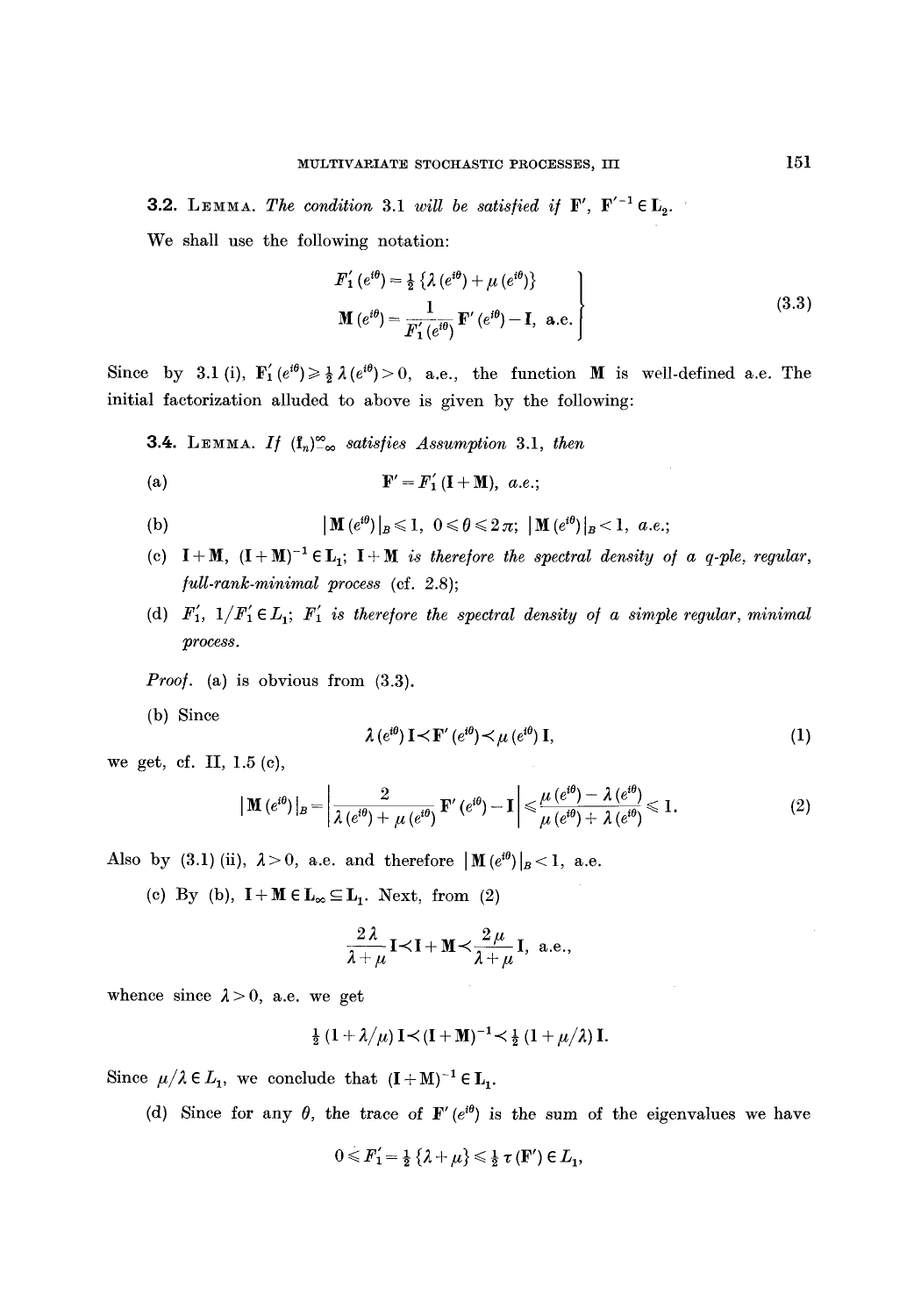**3.2.** Lemma. *The condition* 3.1 *will be satisfied if* $\mathbf{F}'$, $\mathbf{F}'^{-1} \in \mathbf{L}_2$.

We shall use the following notation:

$$\left.\begin{aligned} F_1'(e^{i\theta}) &= \tfrac{1}{2}\{\lambda(e^{i\theta}) + \mu(e^{i\theta})\} \\ \mathbf{M}(e^{i\theta}) &= \frac{1}{F_1'(e^{i\theta})}\mathbf{F}'(e^{i\theta}) - \mathbf{I}, \text{ a.e.} \end{aligned}\right\} \tag{3.3}$$

Since by 3.1 (i), $F_1'(e^{i\theta}) \geqslant \frac{1}{2}\lambda(e^{i\theta}) > 0$, a.e., the function $\mathbf{M}$ is well-defined a.e. The initial factorization alluded to above is given by the following:

**3.4.** Lemma. *If* $(\mathbf{f}_n)_{-\infty}^{\infty}$ *satisfies Assumption* 3.1, *then*

(a) $$\mathbf{F}' = F_1'(\mathbf{I} + \mathbf{M}), \text{ a.e.;}$$

(b) $$|\mathbf{M}(e^{i\theta})|_B \leqslant 1, \ 0 \leqslant \theta \leqslant 2\pi; \ |\mathbf{M}(e^{i\theta})|_B < 1, \text{ a.e.;}$$

(c) $\mathbf{I} + \mathbf{M}$, $(\mathbf{I} + \mathbf{M})^{-1} \in \mathbf{L}_1$; $\mathbf{I} + \mathbf{M}$ *is therefore the spectral density of a q-ple, regular, full-rank-minimal process* (cf. 2.8);

(d) $F_1'$, $1/F_1' \in L_1$; $F_1'$ *is therefore the spectral density of a simple regular, minimal process.*

*Proof.* (a) is obvious from (3.3).

(b) Since

$$\lambda(e^{i\theta})\mathbf{I} \prec \mathbf{F}'(e^{i\theta}) \prec \mu(e^{i\theta})\mathbf{I}, \tag{1}$$

we get, cf. II, 1.5 (c),

$$|\mathbf{M}(e^{i\theta})|_B = \left|\frac{2}{\lambda(e^{i\theta}) + \mu(e^{i\theta})}\mathbf{F}'(e^{i\theta}) - \mathbf{I}\right| \leqslant \frac{\mu(e^{i\theta}) - \lambda(e^{i\theta})}{\mu(e^{i\theta}) + \lambda(e^{i\theta})} \leqslant 1. \tag{2}$$

Also by (3.1) (ii), $\lambda > 0$, a.e. and therefore $|\mathbf{M}(e^{i\theta})|_B < 1$, a.e.

(c) By (b), $\mathbf{I} + \mathbf{M} \in \mathbf{L}_\infty \subseteq \mathbf{L}_1$. Next, from (2)

$$\frac{2\lambda}{\lambda + \mu}\mathbf{I} \prec \mathbf{I} + \mathbf{M} \prec \frac{2\mu}{\lambda + \mu}\mathbf{I}, \text{ a.e.,}$$

whence since $\lambda > 0$, a.e. we get

$$\tfrac{1}{2}(1 + \lambda/\mu)\mathbf{I} \prec (\mathbf{I} + \mathbf{M})^{-1} \prec \tfrac{1}{2}(1 + \mu/\lambda)\mathbf{I}.$$

Since $\mu/\lambda \in L_1$, we conclude that $(\mathbf{I} + \mathbf{M})^{-1} \in \mathbf{L}_1$.

(d) Since for any $\theta$, the trace of $\mathbf{F}'(e^{i\theta})$ is the sum of the eigenvalues we have

$$0 \leqslant F_1' = \tfrac{1}{2}\{\lambda + \mu\} \leqslant \tfrac{1}{2}\tau(\mathbf{F}') \in L_1,$$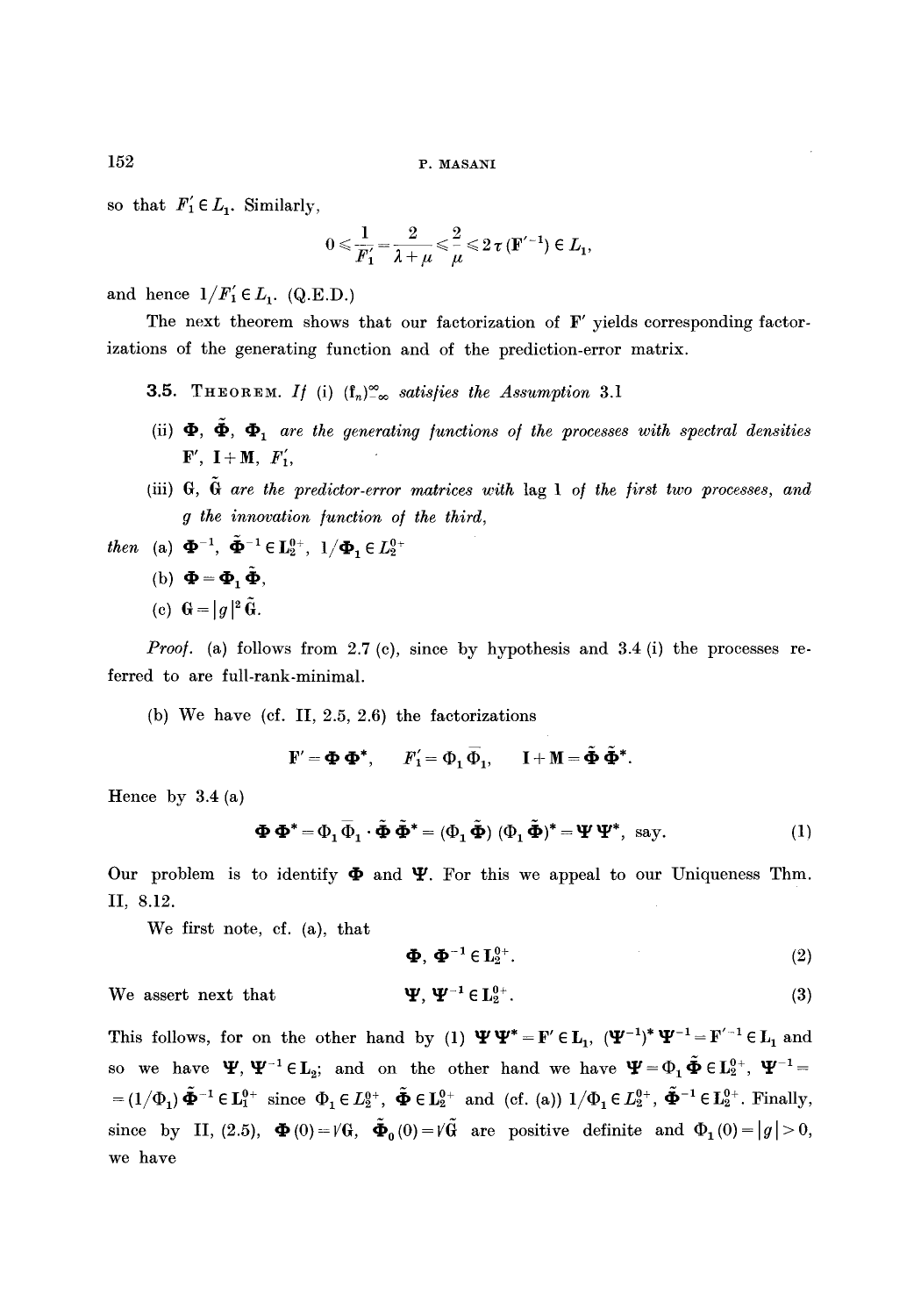so that $F_1' \in L_1$. Similarly,

$$0 \leqslant \frac{1}{F_1'} = \frac{2}{\lambda + \mu} \leqslant \frac{2}{\mu} \leqslant 2\tau(\mathbf{F}'^{-1}) \in L_1,$$

and hence $1/F_1' \in L_1$. (Q.E.D.)

The next theorem shows that our factorization of $\mathbf{F}'$ yields corresponding factorizations of the generating function and of the prediction-error matrix.

**3.5.** THEOREM. *If* (i) $(\mathbf{f}_n)_{-\infty}^{\infty}$ *satisfies the Assumption* 3.1

(ii) $\mathbf{\Phi}$, $\tilde{\mathbf{\Phi}}$, $\mathbf{\Phi}_1$ *are the generating functions of the processes with spectral densities* $\mathbf{F}'$, $\mathbf{I}+\mathbf{M}$, $F_1'$,

(iii) $\mathbf{G}$, $\tilde{\mathbf{G}}$ *are the predictor-error matrices with* lag 1 *of the first two processes, and* $g$ *the innovation function of the third,*

*then* (a) $\mathbf{\Phi}^{-1}$, $\tilde{\mathbf{\Phi}}^{-1} \in \mathbf{L}_2^{0+}$, $1/\mathbf{\Phi}_1 \in L_2^{0+}$

(b) $\mathbf{\Phi} = \mathbf{\Phi}_1 \tilde{\mathbf{\Phi}}$,

(c) $\mathbf{G} = |g|^2 \tilde{\mathbf{G}}$.

*Proof.* (a) follows from 2.7 (c), since by hypothesis and 3.4 (i) the processes referred to are full-rank-minimal.

(b) We have (cf. II, 2.5, 2.6) the factorizations

$$\mathbf{F}' = \mathbf{\Phi}\mathbf{\Phi}^*, \qquad F_1' = \Phi_1 \overline{\Phi}_1, \qquad \mathbf{I}+\mathbf{M} = \tilde{\mathbf{\Phi}}\tilde{\mathbf{\Phi}}^*.$$

Hence by 3.4 (a)

$$\mathbf{\Phi}\mathbf{\Phi}^* = \Phi_1 \overline{\Phi}_1 \cdot \tilde{\mathbf{\Phi}}\tilde{\mathbf{\Phi}}^* = (\Phi_1 \tilde{\mathbf{\Phi}})(\Phi_1 \tilde{\mathbf{\Phi}})^* = \mathbf{\Psi}\mathbf{\Psi}^*, \text{ say.} \tag{1}$$

Our problem is to identify $\mathbf{\Phi}$ and $\mathbf{\Psi}$. For this we appeal to our Uniqueness Thm. II, 8.12.

We first note, cf. (a), that

$$\mathbf{\Phi}, \mathbf{\Phi}^{-1} \in \mathbf{L}_2^{0+}. \tag{2}$$

We assert next that

$$\mathbf{\Psi}, \mathbf{\Psi}^{-1} \in \mathbf{L}_2^{0+}. \tag{3}$$

This follows, for on the other hand by (1) $\mathbf{\Psi}\mathbf{\Psi}^* = \mathbf{F}' \in \mathbf{L}_1$, $(\mathbf{\Psi}^{-1})^*\mathbf{\Psi}^{-1} = \mathbf{F}'^{-1} \in \mathbf{L}_1$ and so we have $\mathbf{\Psi}, \mathbf{\Psi}^{-1} \in \mathbf{L}_2$; and on the other hand we have $\mathbf{\Psi} = \Phi_1 \tilde{\mathbf{\Phi}} \in \mathbf{L}_2^{0+}$, $\mathbf{\Psi}^{-1} = (1/\Phi_1)\tilde{\mathbf{\Phi}}^{-1} \in \mathbf{L}_1^{0+}$ since $\Phi_1 \in L_2^{0+}$, $\tilde{\mathbf{\Phi}} \in \mathbf{L}_2^{0+}$ and (cf. (a)) $1/\Phi_1 \in L_2^{0+}$, $\tilde{\mathbf{\Phi}}^{-1} \in \mathbf{L}_2^{0+}$. Finally, since by II, (2.5), $\mathbf{\Phi}(0) = \sqrt{\mathbf{G}}$, $\tilde{\mathbf{\Phi}}_0(0) = \sqrt{\tilde{\mathbf{G}}}$ are positive definite and $\Phi_1(0) = |g| > 0$, we have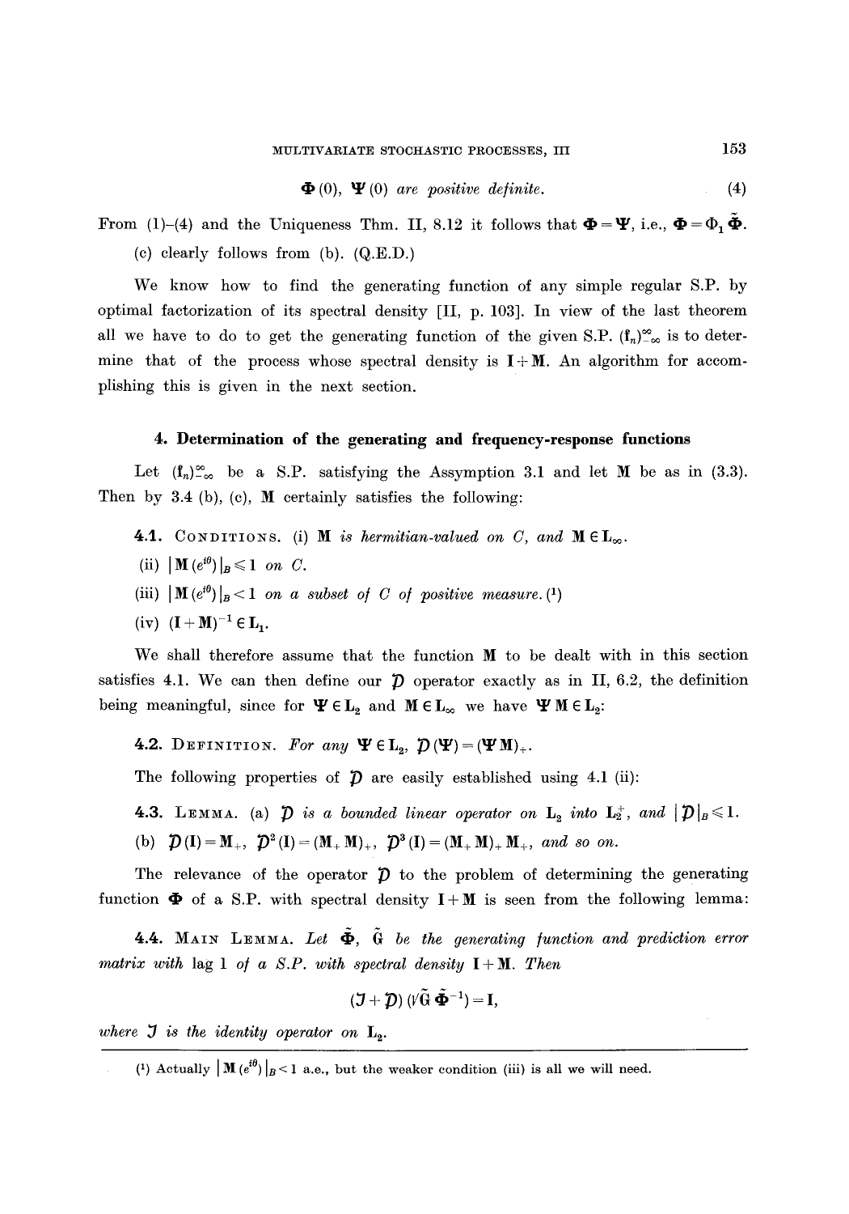$$\mathbf{\Phi}(0),\ \mathbf{\Psi}(0) \text{ are positive definite.} \tag{4}$$

From (1)–(4) and the Uniqueness Thm. II, 8.12 it follows that $\mathbf{\Phi} = \mathbf{\Psi}$, i.e., $\mathbf{\Phi} = \Phi_1 \tilde{\mathbf{\Phi}}$.

(c) clearly follows from (b). (Q.E.D.)

We know how to find the generating function of any simple regular S.P. by optimal factorization of its spectral density [II, p. 103]. In view of the last theorem all we have to do to get the generating function of the given S.P. $(\mathfrak{f}_n)_{-\infty}^{\infty}$ is to determine that of the process whose spectral density is $\mathbf{I} + \mathbf{M}$. An algorithm for accomplishing this is given in the next section.

## 4. Determination of the generating and frequency-response functions

Let $(\mathfrak{f}_n)_{-\infty}^{\infty}$ be a S.P. satisfying the Assymption 3.1 and let $\mathbf{M}$ be as in (3.3). Then by 3.4 (b), (c), $\mathbf{M}$ certainly satisfies the following:

**4.1.** Conditions. (i) *$\mathbf{M}$ is hermitian-valued on $C$, and $\mathbf{M} \in \mathbf{L}_\infty$.*

(ii) $|\mathbf{M}(e^{i\theta})|_B \leqslant 1$ *on* $C$.

(iii) $|\mathbf{M}(e^{i\theta})|_B < 1$ *on a subset of $C$ of positive measure.* [1]

(iv) $(\mathbf{I} + \mathbf{M})^{-1} \in \mathbf{L}_1$.

We shall therefore assume that the function $\mathbf{M}$ to be dealt with in this section satisfies 4.1. We can then define our $\mathcal{D}$ operator exactly as in II, 6.2, the definition being meaningful, since for $\mathbf{\Psi} \in \mathbf{L}_2$ and $\mathbf{M} \in \mathbf{L}_\infty$ we have $\mathbf{\Psi}\mathbf{M} \in \mathbf{L}_2$:

**4.2.** Definition. *For any $\mathbf{\Psi} \in \mathbf{L}_2$, $\mathcal{D}(\mathbf{\Psi}) = (\mathbf{\Psi}\mathbf{M})_+$.*

The following properties of $\mathcal{D}$ are easily established using 4.1 (ii):

**4.3.** Lemma. (a) *$\mathcal{D}$ is a bounded linear operator on $\mathbf{L}_2$ into $\mathbf{L}_2^+$, and $|\mathcal{D}|_B \leqslant 1$.*

(b) $\mathcal{D}(\mathbf{I}) = \mathbf{M}_+$, $\mathcal{D}^2(\mathbf{I}) = (\mathbf{M}_+\mathbf{M})_+$, $\mathcal{D}^3(\mathbf{I}) = (\mathbf{M}_+\mathbf{M})_+\mathbf{M}_+$, *and so on.*

The relevance of the operator $\mathcal{D}$ to the problem of determining the generating function $\mathbf{\Phi}$ of a S.P. with spectral density $\mathbf{I} + \mathbf{M}$ is seen from the following lemma:

**4.4.** Main Lemma. *Let $\tilde{\mathbf{\Phi}}$, $\tilde{\mathbf{G}}$ be the generating function and prediction error matrix with* lag 1 *of a S.P. with spectral density $\mathbf{I} + \mathbf{M}$. Then*

$$(\mathcal{J} + \mathcal{D})(\sqrt{\tilde{\mathbf{G}}}\,\tilde{\mathbf{\Phi}}^{-1}) = \mathbf{I},$$

*where $\mathcal{J}$ is the identity operator on $\mathbf{L}_2$.*

---

[1] Actually $|\mathbf{M}(e^{i\theta})|_B < 1$ a.e., but the weaker condition (iii) is all we will need.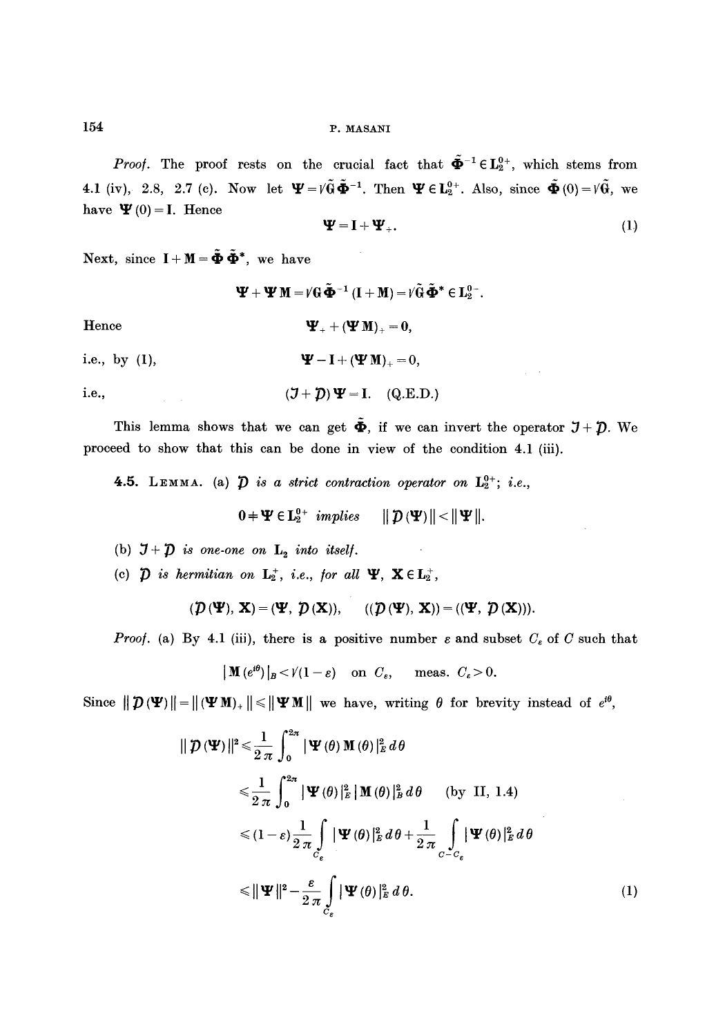*Proof.* The proof rests on the crucial fact that $\tilde{\mathbf{\Phi}}^{-1} \in \mathbf{L}_2^{0+}$, which stems from 4.1 (iv), 2.8, 2.7 (c). Now let $\mathbf{\Psi} = \sqrt{\tilde{\mathbf{G}}}\,\tilde{\mathbf{\Phi}}^{-1}$. Then $\mathbf{\Psi} \in \mathbf{L}_2^{0+}$. Also, since $\tilde{\mathbf{\Phi}}(0) = \sqrt{\tilde{\mathbf{G}}}$, we have $\mathbf{\Psi}(0) = \mathbf{I}$. Hence

$$\mathbf{\Psi} = \mathbf{I} + \mathbf{\Psi}_{+}. \tag{1}$$

Next, since $\mathbf{I} + \mathbf{M} = \tilde{\mathbf{\Phi}}\tilde{\mathbf{\Phi}}^{*}$, we have

$$\mathbf{\Psi} + \mathbf{\Psi}\mathbf{M} = \sqrt{\mathbf{G}}\,\tilde{\mathbf{\Phi}}^{-1}(\mathbf{I} + \mathbf{M}) = \sqrt{\tilde{\mathbf{G}}}\,\tilde{\mathbf{\Phi}}^{*} \in \mathbf{L}_2^{0-}.$$

Hence

$$\mathbf{\Psi}_{+} + (\mathbf{\Psi}\mathbf{M})_{+} = \mathbf{0},$$

i.e., by (1),

$$\mathbf{\Psi} - \mathbf{I} + (\mathbf{\Psi}\mathbf{M})_{+} = \mathbf{0},$$

i.e.,

$$(\mathcal{J} + \mathcal{D})\mathbf{\Psi} = \mathbf{I}. \quad \text{(Q.E.D.)}$$

This lemma shows that we can get $\tilde{\mathbf{\Phi}}$, if we can invert the operator $\mathcal{J} + \mathcal{D}$. We proceed to show that this can be done in view of the condition 4.1 (iii).

**4.5.** LEMMA. (a) *$\mathcal{D}$ is a strict contraction operator on $\mathbf{L}_2^{0+}$; i.e.,*

$$\mathbf{0} \neq \mathbf{\Psi} \in \mathbf{L}_2^{0+} \text{ implies } \quad \| \mathcal{D}(\mathbf{\Psi}) \| < \| \mathbf{\Psi} \|.$$

(b) *$\mathcal{J} + \mathcal{D}$ is one-one on $\mathbf{L}_2$ into itself.*

(c) *$\mathcal{D}$ is hermitian on $\mathbf{L}_2^{+}$, i.e., for all $\mathbf{\Psi}, \mathbf{X} \in \mathbf{L}_2^{+}$,*

$$(\mathcal{D}(\mathbf{\Psi}), \mathbf{X}) = (\mathbf{\Psi}, \mathcal{D}(\mathbf{X})), \qquad ((\mathcal{D}(\mathbf{\Psi}), \mathbf{X})) = ((\mathbf{\Psi}, \mathcal{D}(\mathbf{X}))).$$

*Proof.* (a) By 4.1 (iii), there is a positive number $\varepsilon$ and subset $C_\varepsilon$ of $C$ such that

$$|\mathbf{M}(e^{i\theta})|_B < \sqrt{(1-\varepsilon)} \quad \text{on } C_\varepsilon, \qquad \text{meas. } C_\varepsilon > 0.$$

Since $\| \mathcal{D}(\mathbf{\Psi}) \| = \| (\mathbf{\Psi}\mathbf{M})_{+} \| \leqslant \| \mathbf{\Psi}\mathbf{M} \|$ we have, writing $\theta$ for brevity instead of $e^{i\theta}$,

$$\begin{aligned}
\| \mathcal{D}(\mathbf{\Psi}) \|^2 &\leqslant \frac{1}{2\pi}\int_0^{2\pi} |\mathbf{\Psi}(\theta)\mathbf{M}(\theta)|_E^2 \, d\theta \\
&\leqslant \frac{1}{2\pi}\int_0^{2\pi} |\mathbf{\Psi}(\theta)|_E^2 \, |\mathbf{M}(\theta)|_B^2 \, d\theta \qquad \text{(by II, 1.4)} \\
&\leqslant (1-\varepsilon)\frac{1}{2\pi}\int_{C_\varepsilon} |\mathbf{\Psi}(\theta)|_E^2 \, d\theta + \frac{1}{2\pi}\int_{C - C_\varepsilon} |\mathbf{\Psi}(\theta)|_E^2 \, d\theta \\
&\leqslant \| \mathbf{\Psi} \|^2 - \frac{\varepsilon}{2\pi}\int_{C_\varepsilon} |\mathbf{\Psi}(\theta)|_E^2 \, d\theta.
\end{aligned} \tag{1}$$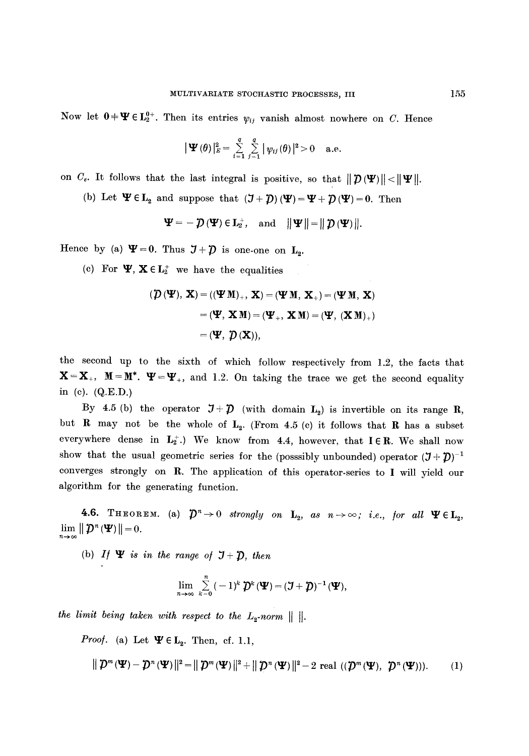Now let $\mathbf{0} \neq \mathbf{\Psi} \in \mathbf{L}_2^{0+}$. Then its entries $\psi_{ij}$ vanish almost nowhere on $C$. Hence

$$|\mathbf{\Psi}(\theta)|_E^2 = \sum_{i=1}^{q} \sum_{j=1}^{q} |\psi_{ij}(\theta)|^2 > 0 \quad \text{a.e.}$$

on $C_\varepsilon$. It follows that the last integral is positive, so that $\|\mathcal{D}(\mathbf{\Psi})\| < \|\mathbf{\Psi}\|$.

(b) Let $\mathbf{\Psi} \in \mathbf{L}_2$ and suppose that $(\mathcal{J} + \mathcal{D})(\mathbf{\Psi}) = \mathbf{\Psi} + \mathcal{D}(\mathbf{\Psi}) = \mathbf{0}$. Then

$$\mathbf{\Psi} = -\mathcal{D}(\mathbf{\Psi}) \in \mathbf{L}_2^+, \quad \text{and} \quad \|\mathbf{\Psi}\| = \|\mathcal{D}(\mathbf{\Psi})\|.$$

Hence by (a) $\mathbf{\Psi} = \mathbf{0}$. Thus $\mathcal{J} + \mathcal{D}$ is one-one on $\mathbf{L}_2$.

(c) For $\mathbf{\Psi}, \mathbf{X} \in \mathbf{L}_2^+$ we have the equalities

$$\begin{aligned}(\mathcal{D}(\mathbf{\Psi}), \mathbf{X}) &= ((\mathbf{\Psi}\mathbf{M})_+, \mathbf{X}) = (\mathbf{\Psi}\mathbf{M}, \mathbf{X}_+) = (\mathbf{\Psi}\mathbf{M}, \mathbf{X}) \\ &= (\mathbf{\Psi}, \mathbf{X}\mathbf{M}) = (\mathbf{\Psi}_+, \mathbf{X}\mathbf{M}) = (\mathbf{\Psi}, (\mathbf{X}\mathbf{M})_+) \\ &= (\mathbf{\Psi}, \mathcal{D}(\mathbf{X})),\end{aligned}$$

the second up to the sixth of which follow respectively from 1.2, the facts that $\mathbf{X} = \mathbf{X}_+$, $\mathbf{M} = \mathbf{M}^*$. $\mathbf{\Psi} = \mathbf{\Psi}_+$, and 1.2. On taking the trace we get the second equality in (c). (Q.E.D.)

By 4.5 (b) the operator $\mathcal{J} + \mathcal{D}$ (with domain $\mathbf{L}_2$) is invertible on its range $\mathbf{R}$, but $\mathbf{R}$ may not be the whole of $\mathbf{L}_2$. (From 4.5 (c) it follows that $\mathbf{R}$ has a subset everywhere dense in $\mathbf{L}_2^+$.) We know from 4.4, however, that $\mathbf{I} \in \mathbf{R}$. We shall now show that the usual geometric series for the (posssibly unbounded) operator $(\mathcal{J} + \mathcal{D})^{-1}$ converges strongly on $\mathbf{R}$. The application of this operator-series to $\mathbf{I}$ will yield our algorithm for the generating function.

**4.6. Theorem.** (a) *$\mathcal{D}^n \to 0$ strongly on $\mathbf{L}_2$, as $n \to \infty$; i.e., for all $\mathbf{\Psi} \in \mathbf{L}_2$,* $\lim_{n\to\infty} \|\mathcal{D}^n(\mathbf{\Psi})\| = 0$.

(b) *If $\mathbf{\Psi}$ is in the range of $\mathcal{J} + \mathcal{D}$, then*

$$\lim_{n\to\infty} \sum_{k=0}^{n} (-1)^k \mathcal{D}^k(\mathbf{\Psi}) = (\mathcal{J} + \mathcal{D})^{-1}(\mathbf{\Psi}),$$

*the limit being taken with respect to the $L_2$-norm $\|\ \|$.*

*Proof.* (a) Let $\mathbf{\Psi} \in \mathbf{L}_2$. Then, cf. 1.1,

$$\|\mathcal{D}^m(\mathbf{\Psi}) - \mathcal{D}^n(\mathbf{\Psi})\|^2 = \|\mathcal{D}^m(\mathbf{\Psi})\|^2 + \|\mathcal{D}^n(\mathbf{\Psi})\|^2 - 2 \text{ real } ((\mathcal{D}^m(\mathbf{\Psi}), \mathcal{D}^n(\mathbf{\Psi}))). \quad (1)$$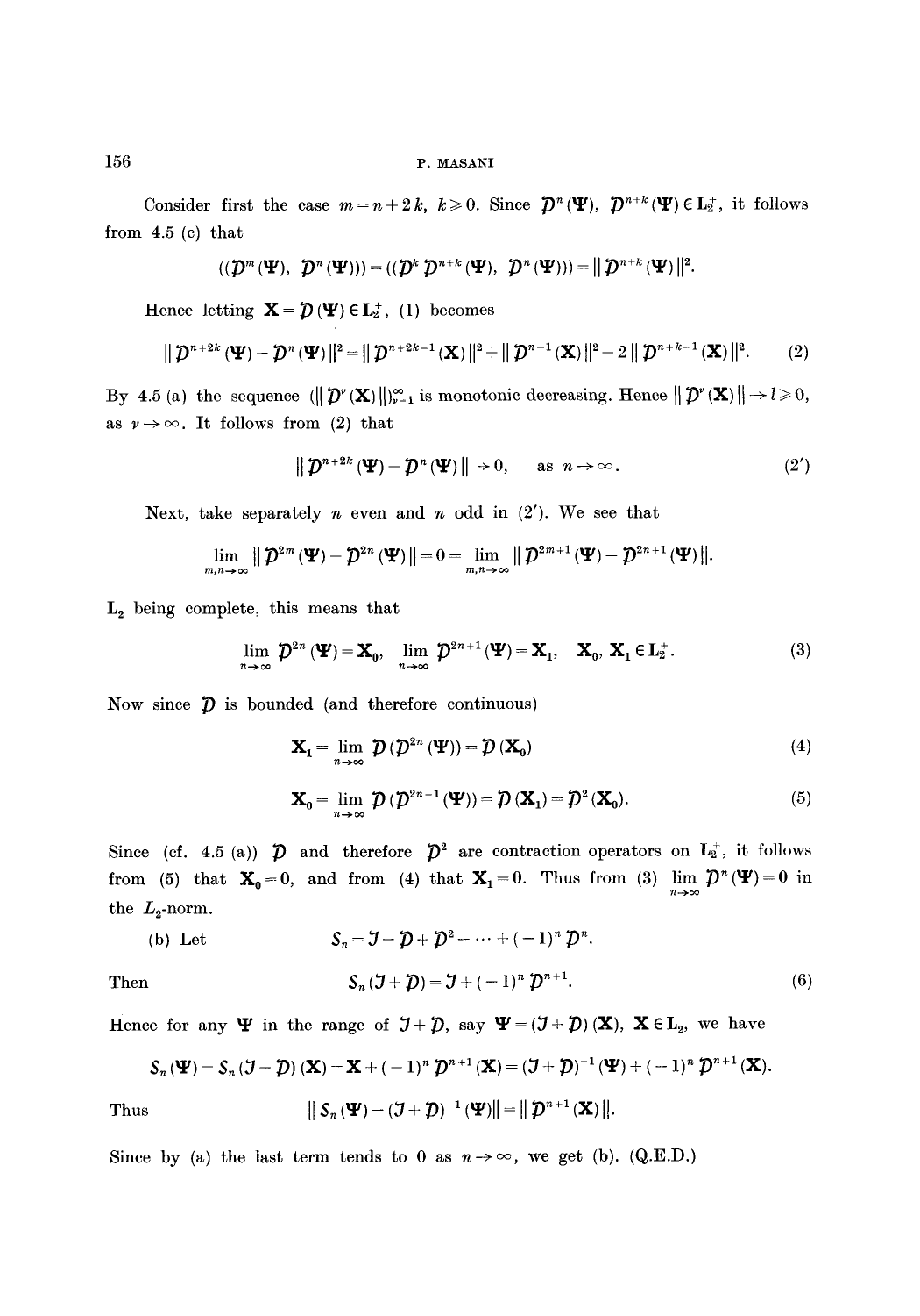Consider first the case $m = n + 2k$, $k \geq 0$. Since $\mathcal{D}^n(\Psi)$, $\mathcal{D}^{n+k}(\Psi) \in \mathbf{L}_2^+$, it follows from 4.5 (c) that

$$((\mathcal{D}^m(\Psi), \mathcal{D}^n(\Psi))) = ((\mathcal{D}^k \mathcal{D}^{n+k}(\Psi), \mathcal{D}^n(\Psi))) = \| \mathcal{D}^{n+k}(\Psi) \|^2.$$

Hence letting $\mathbf{X} = \mathcal{D}(\Psi) \in \mathbf{L}_2^+$, (1) becomes

$$\| \mathcal{D}^{n+2k}(\Psi) - \mathcal{D}^n(\Psi) \|^2 = \| \mathcal{D}^{n+2k-1}(\mathbf{X}) \|^2 + \| \mathcal{D}^{n-1}(\mathbf{X}) \|^2 - 2 \| \mathcal{D}^{n+k-1}(\mathbf{X}) \|^2. \tag{2}$$

By 4.5 (a) the sequence $(\| \mathcal{D}^\nu(\mathbf{X}) \|)_{\nu=1}^\infty$ is monotonic decreasing. Hence $\| \mathcal{D}^\nu(\mathbf{X}) \| \to l \geq 0$, as $\nu \to \infty$. It follows from (2) that

$$\| \mathcal{D}^{n+2k}(\Psi) - \mathcal{D}^n(\Psi) \| \to 0, \quad \text{as } n \to \infty. \tag{2'}$$

Next, take separately $n$ even and $n$ odd in (2′). We see that

$$\lim_{m,n \to \infty} \| \mathcal{D}^{2m}(\Psi) - \mathcal{D}^{2n}(\Psi) \| = 0 = \lim_{m,n \to \infty} \| \mathcal{D}^{2m+1}(\Psi) - \mathcal{D}^{2n+1}(\Psi) \|.$$

$\mathbf{L}_2$ being complete, this means that

$$\lim_{n \to \infty} \mathcal{D}^{2n}(\Psi) = \mathbf{X}_0, \quad \lim_{n \to \infty} \mathcal{D}^{2n+1}(\Psi) = \mathbf{X}_1, \quad \mathbf{X}_0, \mathbf{X}_1 \in \mathbf{L}_2^+. \tag{3}$$

Now since $\mathcal{D}$ is bounded (and therefore continuous)

$$\mathbf{X}_1 = \lim_{n \to \infty} \mathcal{D}(\mathcal{D}^{2n}(\Psi)) = \mathcal{D}(\mathbf{X}_0) \tag{4}$$

$$\mathbf{X}_0 = \lim_{n \to \infty} \mathcal{D}(\mathcal{D}^{2n-1}(\Psi)) = \mathcal{D}(\mathbf{X}_1) = \mathcal{D}^2(\mathbf{X}_0). \tag{5}$$

Since (cf. 4.5 (a)) $\mathcal{D}$ and therefore $\mathcal{D}^2$ are contraction operators on $\mathbf{L}_2^+$, it follows from (5) that $\mathbf{X}_0 = \mathbf{0}$, and from (4) that $\mathbf{X}_1 = \mathbf{0}$. Thus from (3) $\lim_{n \to \infty} \mathcal{D}^n(\Psi) = \mathbf{0}$ in the $L_2$-norm.

(b) Let
$$\mathcal{S}_n = \mathcal{I} - \mathcal{D} + \mathcal{D}^2 - \cdots + (-1)^n \mathcal{D}^n.$$

Then
$$\mathcal{S}_n(\mathcal{I} + \mathcal{D}) = \mathcal{I} + (-1)^n \mathcal{D}^{n+1}. \tag{6}$$

Hence for any $\Psi$ in the range of $\mathcal{I} + \mathcal{D}$, say $\Psi = (\mathcal{I} + \mathcal{D})(\mathbf{X})$, $\mathbf{X} \in \mathbf{L}_2$, we have

$$\mathcal{S}_n(\Psi) = \mathcal{S}_n(\mathcal{I} + \mathcal{D})(\mathbf{X}) = \mathbf{X} + (-1)^n \mathcal{D}^{n+1}(\mathbf{X}) = (\mathcal{I} + \mathcal{D})^{-1}(\Psi) + (-1)^n \mathcal{D}^{n+1}(\mathbf{X}).$$

Thus
$$\| \mathcal{S}_n(\Psi) - (\mathcal{I} + \mathcal{D})^{-1}(\Psi) \| = \| \mathcal{D}^{n+1}(\mathbf{X}) \|.$$

Since by (a) the last term tends to 0 as $n \to \infty$, we get (b). (Q.E.D.)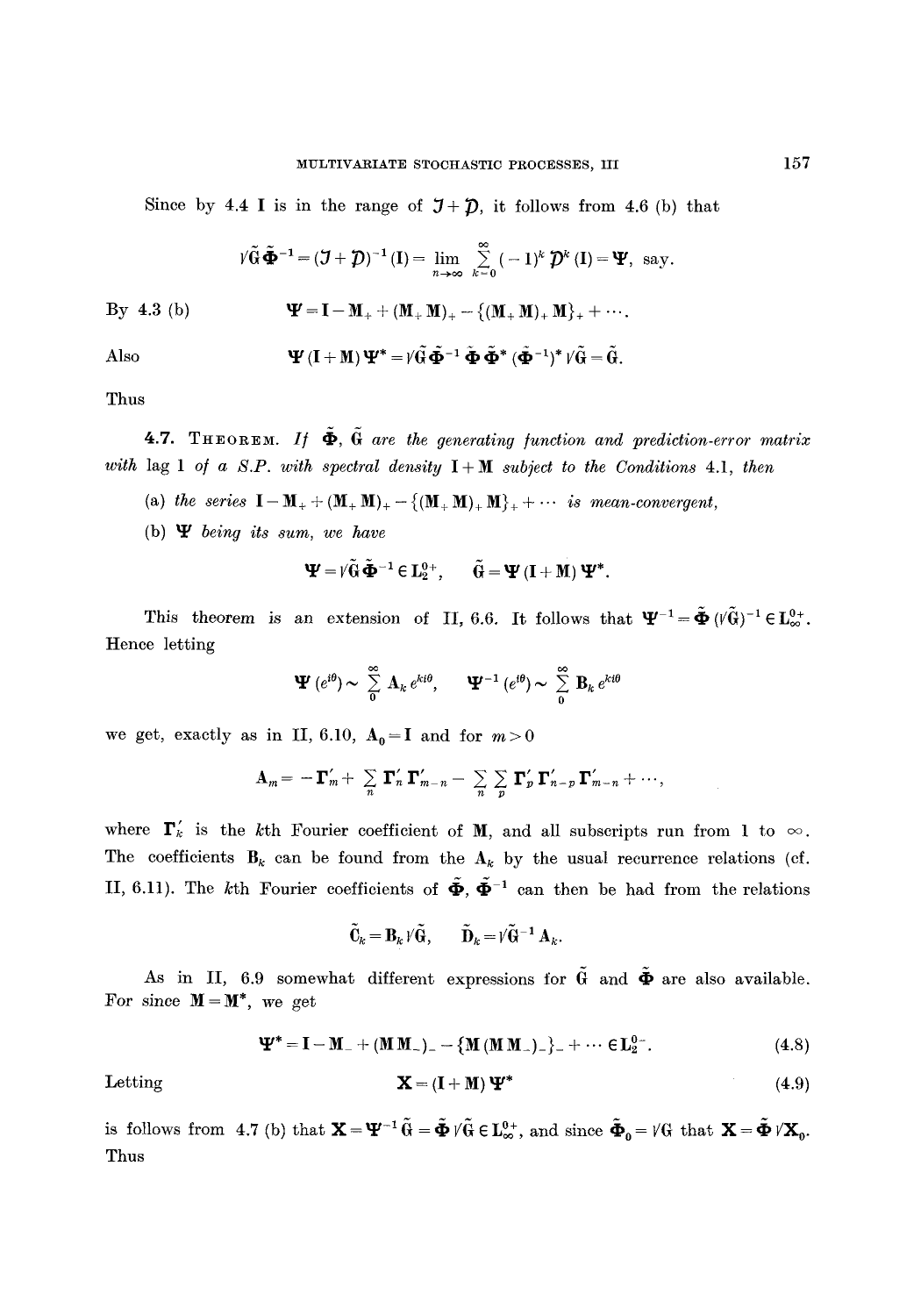Since by 4.4 $\mathbf{I}$ is in the range of $\mathcal{J} + \mathcal{D}$, it follows from 4.6 (b) that

$$\sqrt{\tilde{\mathbf{G}}}\,\tilde{\mathbf{\Phi}}^{-1} = (\mathcal{J} + \mathcal{D})^{-1}(\mathbf{I}) = \lim_{n\to\infty} \sum_{k=0}^{\infty} (-1)^k \mathcal{D}^k(\mathbf{I}) = \mathbf{\Psi}, \text{ say.}$$

By 4.3 (b)

$$\mathbf{\Psi} = \mathbf{I} - \mathbf{M}_+ + (\mathbf{M}_+\mathbf{M})_+ - \{(\mathbf{M}_+\mathbf{M})_+\mathbf{M}\}_+ + \cdots.$$

Also

$$\mathbf{\Psi}(\mathbf{I} + \mathbf{M})\mathbf{\Psi}^* = \sqrt{\tilde{\mathbf{G}}}\,\tilde{\mathbf{\Phi}}^{-1}\,\tilde{\mathbf{\Phi}}\,\tilde{\mathbf{\Phi}}^*\,(\tilde{\mathbf{\Phi}}^{-1})^*\sqrt{\tilde{\mathbf{G}}} = \tilde{\mathbf{G}}.$$

Thus

**4.7. Theorem.** *If $\tilde{\mathbf{\Phi}}$, $\tilde{\mathbf{G}}$ are the generating function and prediction-error matrix with lag 1 of a S.P. with spectral density $\mathbf{I} + \mathbf{M}$ subject to the Conditions 4.1, then*

(a) *the series $\mathbf{I} - \mathbf{M}_+ + (\mathbf{M}_+\mathbf{M})_+ - \{(\mathbf{M}_+\mathbf{M})_+\mathbf{M}\}_+ + \cdots$ is mean-convergent,*

(b) *$\mathbf{\Psi}$ being its sum, we have*

$$\mathbf{\Psi} = \sqrt{\tilde{\mathbf{G}}}\,\tilde{\mathbf{\Phi}}^{-1} \in \mathbf{L}_2^{0+}, \qquad \tilde{\mathbf{G}} = \mathbf{\Psi}(\mathbf{I} + \mathbf{M})\mathbf{\Psi}^*.$$

This theorem is an extension of II, 6.6. It follows that $\mathbf{\Psi}^{-1} = \tilde{\mathbf{\Phi}}(\sqrt{\tilde{\mathbf{G}}})^{-1} \in \mathbf{L}_\infty^{0+}$. Hence letting

$$\mathbf{\Psi}(e^{i\theta}) \sim \sum_0^\infty \mathbf{A}_k e^{ki\theta}, \qquad \mathbf{\Psi}^{-1}(e^{i\theta}) \sim \sum_0^\infty \mathbf{B}_k e^{ki\theta}$$

we get, exactly as in II, 6.10, $\mathbf{A}_0 = \mathbf{I}$ and for $m > 0$

$$\mathbf{A}_m = -\mathbf{\Gamma}'_m + \sum_n \mathbf{\Gamma}'_n \mathbf{\Gamma}'_{m-n} - \sum_n \sum_p \mathbf{\Gamma}'_p \mathbf{\Gamma}'_{n-p} \mathbf{\Gamma}'_{m-n} + \cdots,$$

where $\mathbf{\Gamma}'_k$ is the $k$th Fourier coefficient of $\mathbf{M}$, and all subscripts run from 1 to $\infty$. The coefficients $\mathbf{B}_k$ can be found from the $\mathbf{A}_k$ by the usual recurrence relations (cf. II, 6.11). The $k$th Fourier coefficients of $\tilde{\mathbf{\Phi}}$, $\tilde{\mathbf{\Phi}}^{-1}$ can then be had from the relations

$$\tilde{\mathbf{C}}_k = \mathbf{B}_k\sqrt{\tilde{\mathbf{G}}}, \qquad \tilde{\mathbf{D}}_k = \sqrt{\tilde{\mathbf{G}}}^{-1}\mathbf{A}_k.$$

As in II, 6.9 somewhat different expressions for $\tilde{\mathbf{G}}$ and $\tilde{\mathbf{\Phi}}$ are also available. For since $\mathbf{M} = \mathbf{M}^*$, we get

$$\mathbf{\Psi}^* = \mathbf{I} - \mathbf{M}_- + (\mathbf{M}\mathbf{M}_-)_- - \{\mathbf{M}(\mathbf{M}\mathbf{M}_-)_-\}_- + \cdots \in \mathbf{L}_2^{0-}. \tag{4.8}$$

Letting

$$\mathbf{X} = (\mathbf{I} + \mathbf{M})\mathbf{\Psi}^* \tag{4.9}$$

is follows from 4.7 (b) that $\mathbf{X} = \mathbf{\Psi}^{-1}\tilde{\mathbf{G}} = \tilde{\mathbf{\Phi}}\sqrt{\tilde{\mathbf{G}}} \in \mathbf{L}_\infty^{0+}$, and since $\tilde{\mathbf{\Phi}}_0 = \sqrt{\mathbf{G}}$ that $\mathbf{X} = \tilde{\mathbf{\Phi}}\sqrt{\mathbf{X}_0}$. Thus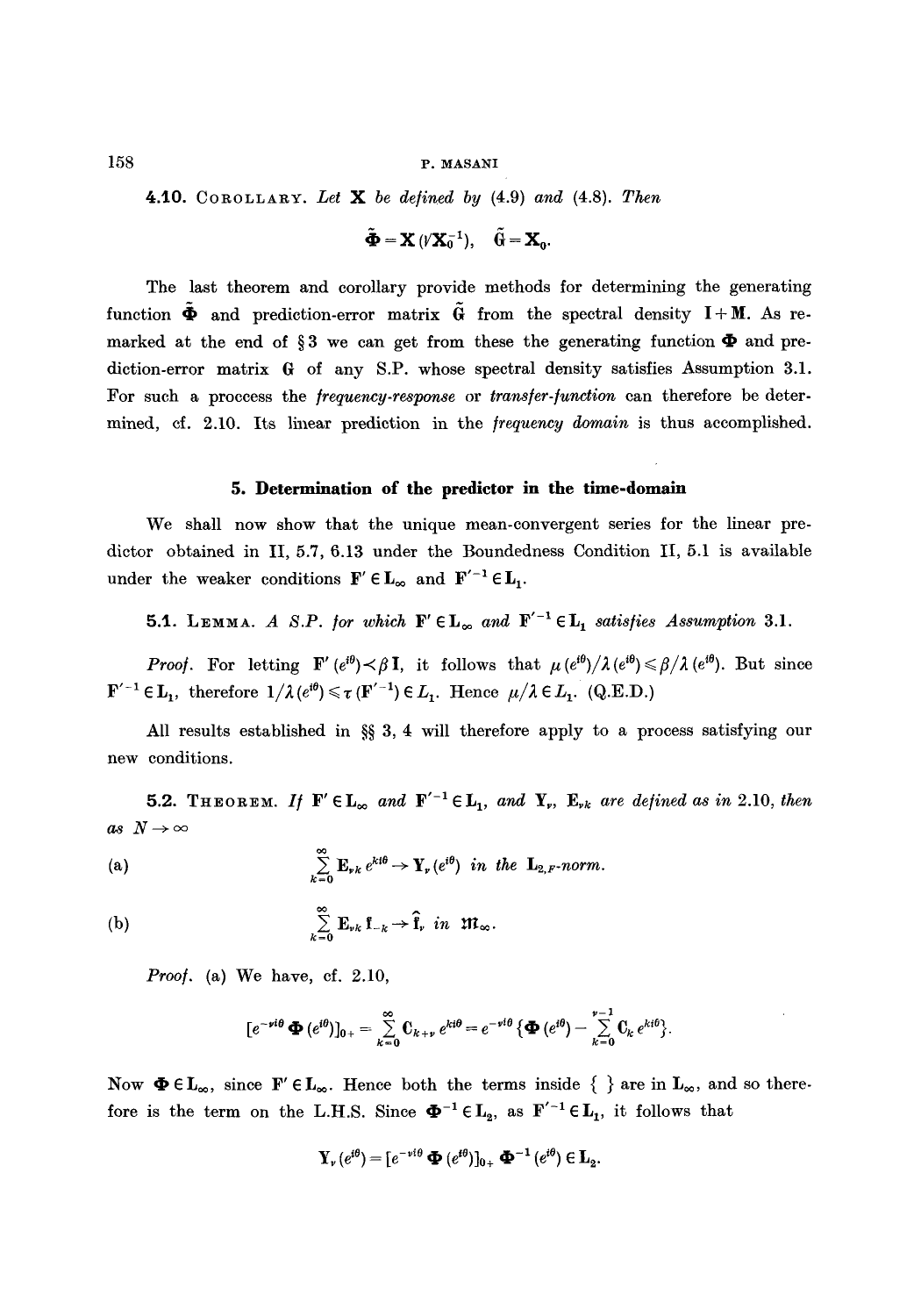**4.10. Corollary.** *Let* $\mathbf{X}$ *be defined by* (4.9) *and* (4.8). *Then*

$$\tilde{\mathbf{\Phi}} = \mathbf{X}(\sqrt{\mathbf{X}_0^{-1}}), \quad \tilde{\mathbf{G}} = \mathbf{X}_0.$$

The last theorem and corollary provide methods for determining the generating function $\tilde{\mathbf{\Phi}}$ and prediction-error matrix $\tilde{\mathbf{G}}$ from the spectral density $\mathbf{I}+\mathbf{M}$. As remarked at the end of § 3 we can get from these the generating function $\mathbf{\Phi}$ and prediction-error matrix $\mathbf{G}$ of any S.P. whose spectral density satisfies Assumption 3.1. For such a proccess the *frequency-response* or *transfer-function* can therefore be determined, cf. 2.10. Its linear prediction in the *frequency domain* is thus accomplished.

## 5. Determination of the predictor in the time-domain

We shall now show that the unique mean-convergent series for the linear predictor obtained in II, 5.7, 6.13 under the Boundedness Condition II, 5.1 is available under the weaker conditions $\mathbf{F}' \in \mathbf{L}_\infty$ and $\mathbf{F}'^{-1} \in \mathbf{L}_1$.

**5.1. Lemma.** *A S.P. for which* $\mathbf{F}' \in \mathbf{L}_\infty$ *and* $\mathbf{F}'^{-1} \in \mathbf{L}_1$ *satisfies Assumption* 3.1.

*Proof.* For letting $\mathbf{F}'(e^{i\theta}) \prec \beta \mathbf{I}$, it follows that $\mu(e^{i\theta})/\lambda(e^{i\theta}) \leqslant \beta/\lambda(e^{i\theta})$. But since $\mathbf{F}'^{-1} \in \mathbf{L}_1$, therefore $1/\lambda(e^{i\theta}) \leqslant \tau(\mathbf{F}'^{-1}) \in L_1$. Hence $\mu/\lambda \in L_1$. (Q.E.D.)

All results established in §§ 3, 4 will therefore apply to a process satisfying our new conditions.

**5.2. Theorem.** *If* $\mathbf{F}' \in \mathbf{L}_\infty$ *and* $\mathbf{F}'^{-1} \in \mathbf{L}_1$, *and* $\mathbf{Y}_\nu$, $\mathbf{E}_{\nu k}$ *are defined as in* 2.10, *then as* $N \to \infty$

(a)
$$\sum_{k=0}^{\infty} \mathbf{E}_{\nu k} e^{ki\theta} \to \mathbf{Y}_\nu(e^{i\theta}) \text{ in the } \mathbf{L}_{2,F}\text{-norm}.$$

(b)
$$\sum_{k=0}^{\infty} \mathbf{E}_{\nu k} \mathfrak{f}_{-k} \to \hat{\mathfrak{f}}_\nu \text{ in } \mathfrak{M}_\infty.$$

*Proof.* (a) We have, cf. 2.10,

$$[e^{-\nu i\theta}\mathbf{\Phi}(e^{i\theta})]_{0+} = \sum_{k=0}^{\infty} \mathbf{C}_{k+\nu} e^{ki\theta} = e^{-\nu i\theta}\{\mathbf{\Phi}(e^{i\theta}) - \sum_{k=0}^{\nu-1} \mathbf{C}_k e^{ki\theta}\}.$$

Now $\mathbf{\Phi} \in \mathbf{L}_\infty$, since $\mathbf{F}' \in \mathbf{L}_\infty$. Hence both the terms inside { } are in $\mathbf{L}_\infty$, and so therefore is the term on the L.H.S. Since $\mathbf{\Phi}^{-1} \in \mathbf{L}_2$, as $\mathbf{F}'^{-1} \in \mathbf{L}_1$, it follows that

$$\mathbf{Y}_\nu(e^{i\theta}) = [e^{-\nu i\theta}\mathbf{\Phi}(e^{i\theta})]_{0+}\mathbf{\Phi}^{-1}(e^{i\theta}) \in \mathbf{L}_2.$$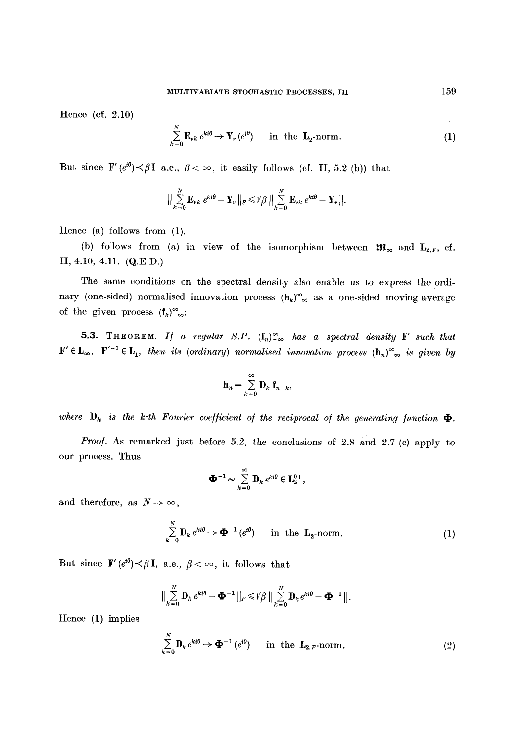Hence (cf. 2.10)

$$\sum_{k=0}^{N} \mathbf{E}_{\nu k}\, e^{ki\theta} \to \mathbf{Y}_\nu(e^{i\theta}) \quad \text{in the } \mathbf{L}_2\text{-norm.} \tag{1}$$

But since $\mathbf{F}'(e^{i\theta}) \prec \beta \mathbf{I}$ a.e., $\beta < \infty$, it easily follows (cf. II, 5.2 (b)) that

$$\left\| \sum_{k=0}^{N} \mathbf{E}_{\nu k}\, e^{ki\theta} - \mathbf{Y}_\nu \right\|_F \leqslant \sqrt{\beta} \left\| \sum_{k=0}^{N} \mathbf{E}_{\nu k}\, e^{ki\theta} - \mathbf{Y}_\nu \right\|.$$

Hence (a) follows from (1).

(b) follows from (a) in view of the isomorphism between $\mathfrak{M}_\infty$ and $\mathbf{L}_{2,F}$, cf. II, 4.10, 4.11. (Q.E.D.)

The same conditions on the spectral density also enable us to express the ordinary (one-sided) normalised innovation process $(\mathbf{h}_k)_{-\infty}^{\infty}$ as a one-sided moving average of the given process $(\mathbf{f}_k)_{-\infty}^{\infty}$:

**5.3. Theorem.** *If a regular S.P. $(\mathbf{f}_n)_{-\infty}^{\infty}$ has a spectral density $\mathbf{F}'$ such that $\mathbf{F}' \in \mathbf{L}_\infty$, $\mathbf{F}'^{-1} \in \mathbf{L}_1$, then its (ordinary) normalised innovation process $(\mathbf{h}_n)_{-\infty}^{\infty}$ is given by*

$$\mathbf{h}_n = \sum_{k=0}^{\infty} \mathbf{D}_k\, \mathbf{f}_{n-k},$$

*where $\mathbf{D}_k$ is the $k$-th Fourier coefficient of the reciprocal of the generating function $\mathbf{\Phi}$.*

*Proof.* As remarked just before 5.2, the conclusions of 2.8 and 2.7 (c) apply to our process. Thus

$$\mathbf{\Phi}^{-1} \sim \sum_{k=0}^{\infty} \mathbf{D}_k\, e^{ki\theta} \in \mathbf{L}_2^{0+},$$

and therefore, as $N \to \infty$,

$$\sum_{k=0}^{N} \mathbf{D}_k\, e^{ki\theta} \to \mathbf{\Phi}^{-1}(e^{i\theta}) \quad \text{in the } \mathbf{L}_2\text{-norm.} \tag{1}$$

But since $\mathbf{F}'(e^{i\theta}) \prec \beta \mathbf{I}$, a.e., $\beta < \infty$, it follows that

$$\left\| \sum_{k=0}^{N} \mathbf{D}_k\, e^{ki\theta} - \mathbf{\Phi}^{-1} \right\|_F \leqslant \sqrt{\beta} \left\| \sum_{k=0}^{N} \mathbf{D}_k\, e^{ki\theta} - \mathbf{\Phi}^{-1} \right\|.$$

Hence (1) implies

$$\sum_{k=0}^{N} \mathbf{D}_k\, e^{ki\theta} \to \mathbf{\Phi}^{-1}(e^{i\theta}) \quad \text{in the } \mathbf{L}_{2,F}\text{-norm.} \tag{2}$$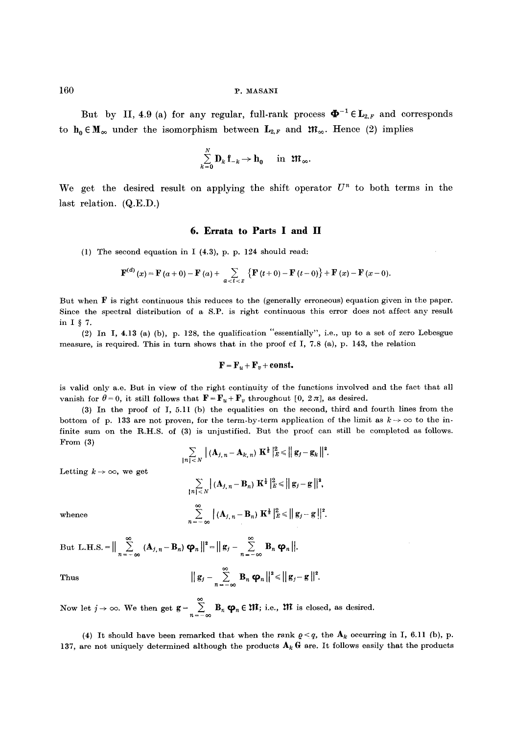But by II, 4.9 (a) for any regular, full-rank process $\mathbf{\Phi}^{-1} \in \mathbf{L}_{2,F}$ and corresponds to $\mathbf{h}_0 \in \mathbf{M}_\infty$ under the isomorphism between $\mathbf{L}_{2,F}$ and $\mathfrak{M}_\infty$. Hence (2) implies

$$\sum_{k=0}^{N} \mathbf{D}_k \mathbf{f}_{-k} \to \mathbf{h}_0 \quad \text{in } \mathfrak{M}_\infty.$$

We get the desired result on applying the shift operator $U^n$ to both terms in the last relation. (Q.E.D.)

## 6. Errata to Parts I and II

(1) The second equation in I (4.3), p. p. 124 should read:

$$\mathbf{F}^{(d)}(x) = \mathbf{F}(a+0) - \mathbf{F}(a) + \sum_{a<t<x} \{\mathbf{F}(t+0) - \mathbf{F}(t-0)\} + \mathbf{F}(x) - \mathbf{F}(x-0).$$

But when $\mathbf{F}$ is right continuous this reduces to the (generally erroneous) equation given in the paper. Since the spectral distribution of a S.P. is right continuous this error does not affect any result in I § 7.

(2) In I, 4.13 (a) (b), p. 128, the qualification "essentially", i.e., up to a set of zero Lebesgue measure, is required. This in turn shows that in the proof of I, 7.8 (a), p. 143, the relation

$$\mathbf{F} = \mathbf{F}_u + \mathbf{F}_v + \textbf{const.}$$

is valid only a.e. But in view of the right continuity of the functions involved and the fact that all vanish for $\theta = 0$, it still follows that $\mathbf{F} = \mathbf{F}_u + \mathbf{F}_v$ throughout $[0, 2\pi]$, as desired.

(3) In the proof of I, 5.11 (b) the equalities on the second, third and fourth lines from the bottom of p. 133 are not proven, for the term-by-term application of the limit as $k \to \infty$ to the infinite sum on the R.H.S. of (3) is unjustified. But the proof can still be completed as follows. From (3)

$$\sum_{|n|<N} |(\mathbf{A}_{j,n} - \mathbf{A}_{k,n}) \mathbf{K}^{\frac{1}{2}}|_E^2 \leqslant \|\mathbf{g}_j - \mathbf{g}_k\|^2.$$

Letting $k \to \infty$, we get

$$\sum_{|n|<N} |(\mathbf{A}_{j,n} - \mathbf{B}_n) \mathbf{K}^{\frac{1}{2}}|_E^2 \leqslant \|\mathbf{g}_j - \mathbf{g}\|^2,$$

whence

$$\sum_{n=-\infty}^{\infty} |(\mathbf{A}_{j,n} - \mathbf{B}_n) \mathbf{K}^{\frac{1}{2}}|_E^2 \leqslant \|\mathbf{g}_j - \mathbf{g}\|^2.$$

But L.H.S. $= \left\| \sum_{n=-\infty}^{\infty} (\mathbf{A}_{j,n} - \mathbf{B}_n) \boldsymbol{\varphi}_n \right\|^2 = \left\| \mathbf{g}_j - \sum_{n=-\infty}^{\infty} \mathbf{B}_n \boldsymbol{\varphi}_n \right\|$.

Thus

$$\left\| \mathbf{g}_j - \sum_{n=-\infty}^{\infty} \mathbf{B}_n \boldsymbol{\varphi}_n \right\|^2 \leqslant \|\mathbf{g}_j - \mathbf{g}\|^2.$$

Now let $j \to \infty$. We then get $\mathbf{g} = \sum_{n=-\infty}^{\infty} \mathbf{B}_n \boldsymbol{\varphi}_n \in \mathfrak{M}$; i.e., $\mathfrak{M}$ is closed, as desired.

(4) It should have been remarked that when the rank $\varrho < q$, the $\mathbf{A}_k$ occurring in I, 6.11 (b), p. 137, are not uniquely determined although the products $\mathbf{A}_k \mathbf{G}$ are. It follows easily that the products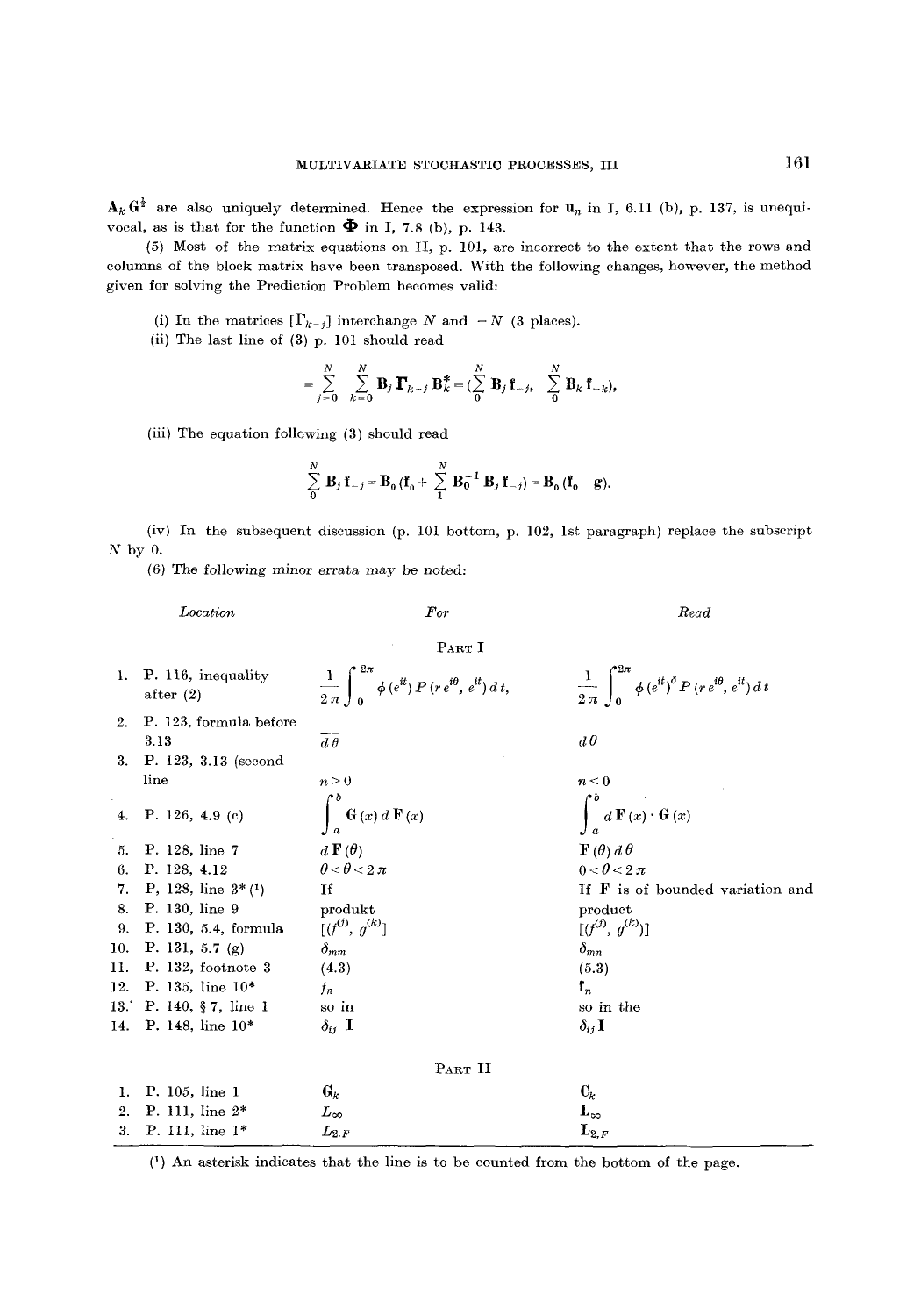$\mathbf{A}_k \mathbf{G}^{\frac{1}{2}}$ are also uniquely determined. Hence the expression for $\mathbf{u}_n$ in I, 6.11 (b), p. 137, is unequivocal, as is that for the function $\mathbf{\Phi}$ in I, 7.8 (b), p. 143.

(5) Most of the matrix equations on II, p. 101, are incorrect to the extent that the rows and columns of the block matrix have been transposed. With the following changes, however, the method given for solving the Prediction Problem becomes valid:

(i) In the matrices $[\mathbf{\Gamma}_{k-j}]$ interchange $N$ and $-N$ (3 places).

(ii) The last line of (3) p. 101 should read

$$= \sum_{j=0}^{N} \sum_{k=0}^{N} \mathbf{B}_j \mathbf{\Gamma}_{k-j} \mathbf{B}_k^* = (\sum_0^N \mathbf{B}_j \mathbf{f}_{-j}, \ \sum_0^N \mathbf{B}_k \mathbf{f}_{-k}),$$

(iii) The equation following (3) should read

$$\sum_0^N \mathbf{B}_j \mathbf{f}_{-j} = \mathbf{B}_0 (\mathbf{f}_0 + \sum_1^N \mathbf{B}_0^{-1} \mathbf{B}_j \mathbf{f}_{-j}) = \mathbf{B}_0 (\mathbf{f}_0 - \mathbf{g}).$$

(iv) In the subsequent discussion (p. 101 bottom, p. 102, 1st paragraph) replace the subscript $N$ by 0.

(6) The following minor errata may be noted:

| | *Location* | *For* | *Read* |
|---|---|---|---|
| | | PART I | |
| 1. | P. 116, inequality after (2) | $\frac{1}{2\pi}\int_0^{2\pi} \phi(e^{it}) P(r e^{i\theta}, e^{it})\, dt,$ | $\frac{1}{2\pi}\int_0^{2\pi} \phi(e^{it})^{\delta} P(r e^{i\theta}, e^{it})\, dt$ |
| 2. | P. 123, formula before 3.13 | $\overline{d\theta}$ | $d\theta$ |
| 3. | P. 123, 3.13 (second line | $n>0$ | $n<0$ |
| 4. | P. 126, 4.9 (c) | $\int_a^b \mathbf{G}(x)\, d\mathbf{F}(x)$ | $\int_a^b d\mathbf{F}(x) \cdot \mathbf{G}(x)$ |
| 5. | P. 128, line 7 | $d\mathbf{F}(\theta)$ | $\mathbf{F}(\theta)\, d\theta$ |
| 6. | P. 128, 4.12 | $\theta < \theta < 2\pi$ | $0 < \theta < 2\pi$ |
| 7. | P, 128, line 3* [1] | If | If $\mathbf{F}$ is of bounded variation and |
| 8. | P. 130, line 9 | produkt | product |
| 9. | P. 130, 5.4, formula | $[(f^{(j)}, g^{(k)}]$ | $[(f^{(j)}, g^{(k)})]$ |
| 10. | P. 131, 5.7 (g) | $\delta_{mm}$ | $\delta_{mn}$ |
| 11. | P. 132, footnote 3 | (4.3) | (5.3) |
| 12. | P. 135, line 10* | $f_n$ | $\mathbf{f}_n$ |
| 13. | P. 140, § 7, line 1 | so in | so in the |
| 14. | P. 148, line 10* | $\delta_{ij}$ I | $\delta_{ij}\mathbf{I}$ |
| | | PART II | |
| 1. | P. 105, line 1 | $\mathbf{G}_k$ | $\mathbf{C}_k$ |
| 2. | P. 111, line 2* | $L_\infty$ | $\mathbf{L}_\infty$ |
| 3. | P. 111, line 1* | $L_{2,F}$ | $\mathbf{L}_{2,F}$ |

[1] An asterisk indicates that the line is to be counted from the bottom of the page.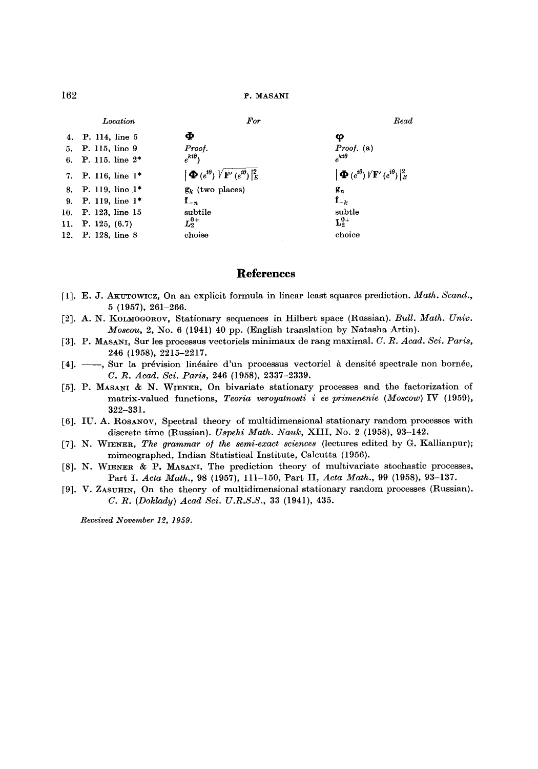| | Location | For | Read |
|---|---|---|---|
| 4. | P. 114, line 5 | $\mathbf{\Phi}$ | $\boldsymbol{\varphi}$ |
| 5. | P. 115, line 9 | *Proof.* | *Proof.* (a) |
| 6. | P. 115. line 2* | $e^{ki\theta})$ | $e^{ki\theta}$ |
| 7. | P. 116, line 1* | $\lvert \mathbf{\Phi}(e^{i\theta}) \sqrt{\mathbf{F}'(e^{i\theta})} \rvert_E^2$ | $\lvert \mathbf{\Phi}(e^{i\theta}) \sqrt{}\mathbf{F}'(e^{i\theta}) \rvert_E^2$ |
| 8. | P. 119, line 1* | $\mathbf{g}_k$ (two places) | $\mathbf{g}_n$ |
| 9. | P. 119, line 1* | $\mathbf{f}_{-n}$ | $\mathbf{f}_{-k}$ |
| 10. | P. 123, line 15 | subtile | subtle |
| 11. | P. 125, (6.7) | $L_2^{0+}$ | $\mathbf{L}_2^{0+}$ |
| 12. | P. 128, line 8 | choise | choice |

## References

[1]. E. J. Akutowicz, On an explicit formula in linear least squares prediction. *Math. Scand.*, 5 (1957), 261–266.

[2]. A. N. Kolmogorov, Stationary sequences in Hilbert space (Russian). *Bull. Math. Univ. Moscou*, 2, No. 6 (1941) 40 pp. (English translation by Natasha Artin).

[3]. P. Masani, Sur les processus vectoriels minimaux de rang maximal. *C. R. Acad. Sci. Paris*, 246 (1958), 2215–2217.

[4]. ——, Sur la prévision linéaire d'un processus vectoriel à densité spectrale non bornée, *C. R. Acad. Sci. Paris*, 246 (1958), 2337–2339.

[5]. P. Masani & N. Wiener, On bivariate stationary processes and the factorization of matrix-valued functions, *Teoria veroyatnosti i ee primenenie (Moscow)* IV (1959), 322–331.

[6]. IU. A. Rosanov, Spectral theory of multidimensional stationary random processes with discrete time (Russian). *Uspehi Math. Nauk*, XIII, No. 2 (1958), 93–142.

[7]. N. Wiener, *The grammar of the semi-exact sciences* (lectures edited by G. Kallianpur); mimeographed, Indian Statistical Institute, Calcutta (1956).

[8]. N. Wiener & P. Masani, The prediction theory of multivariate stochastic processes, Part I. *Acta Math.*, 98 (1957), 111–150, Part II, *Acta Math.*, 99 (1958), 93–137.

[9]. V. Zasuhin, On the theory of multidimensional stationary random processes (Russian). *C. R. (Doklady) Acad Sci. U.R.S.S.*, 33 (1941), 435.

*Received November 12, 1959.*